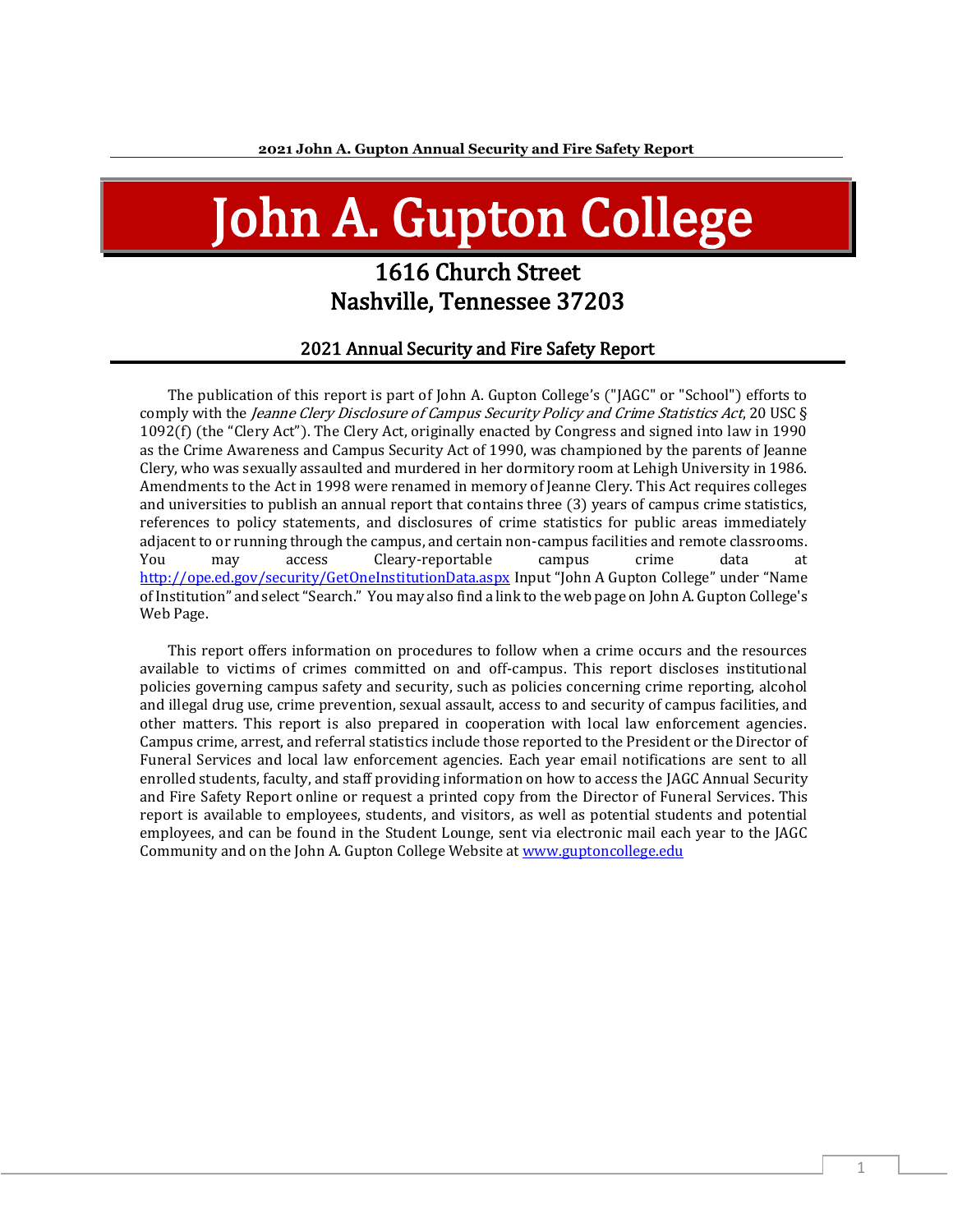# John A. Gupton College

## 1616 Church Street
## Nashville, Tennessee 37203

### 2021 Annual Security and Fire Safety Report

The publication of this report is part of John A. Gupton College's ("JAGC" or "School") efforts to comply with the *Jeanne Clery Disclosure of Campus Security Policy and Crime Statistics Act*, 20 USC § 1092(f) (the "Clery Act"). The Clery Act, originally enacted by Congress and signed into law in 1990 as the Crime Awareness and Campus Security Act of 1990, was championed by the parents of Jeanne Clery, who was sexually assaulted and murdered in her dormitory room at Lehigh University in 1986. Amendments to the Act in 1998 were renamed in memory of Jeanne Clery. This Act requires colleges and universities to publish an annual report that contains three (3) years of campus crime statistics, references to policy statements, and disclosures of crime statistics for public areas immediately adjacent to or running through the campus, and certain non-campus facilities and remote classrooms. You may access Cleary-reportable campus crime data at http://ope.ed.gov/security/GetOneInstitutionData.aspx Input "John A Gupton College" under "Name of Institution" and select "Search." You may also find a link to the web page on John A. Gupton College's Web Page.

This report offers information on procedures to follow when a crime occurs and the resources available to victims of crimes committed on and off-campus. This report discloses institutional policies governing campus safety and security, such as policies concerning crime reporting, alcohol and illegal drug use, crime prevention, sexual assault, access to and security of campus facilities, and other matters. This report is also prepared in cooperation with local law enforcement agencies. Campus crime, arrest, and referral statistics include those reported to the President or the Director of Funeral Services and local law enforcement agencies. Each year email notifications are sent to all enrolled students, faculty, and staff providing information on how to access the JAGC Annual Security and Fire Safety Report online or request a printed copy from the Director of Funeral Services. This report is available to employees, students, and visitors, as well as potential students and potential employees, and can be found in the Student Lounge, sent via electronic mail each year to the JAGC Community and on the John A. Gupton College Website at www.guptoncollege.edu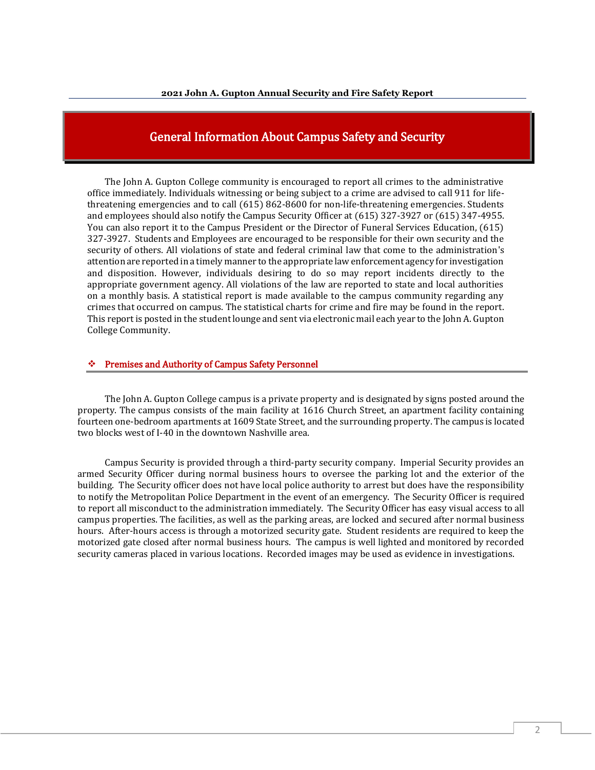# General Information About Campus Safety and Security

The John A. Gupton College community is encouraged to report all crimes to the administrative office immediately. Individuals witnessing or being subject to a crime are advised to call 911 for life-threatening emergencies and to call (615) 862-8600 for non-life-threatening emergencies. Students and employees should also notify the Campus Security Officer at (615) 327-3927 or (615) 347-4955. You can also report it to the Campus President or the Director of Funeral Services Education, (615) 327-3927. Students and Employees are encouraged to be responsible for their own security and the security of others. All violations of state and federal criminal law that come to the administration's attention are reported in a timely manner to the appropriate law enforcement agency for investigation and disposition. However, individuals desiring to do so may report incidents directly to the appropriate government agency. All violations of the law are reported to state and local authorities on a monthly basis. A statistical report is made available to the campus community regarding any crimes that occurred on campus. The statistical charts for crime and fire may be found in the report. This report is posted in the student lounge and sent via electronic mail each year to the John A. Gupton College Community.

## ❖ Premises and Authority of Campus Safety Personnel

The John A. Gupton College campus is a private property and is designated by signs posted around the property. The campus consists of the main facility at 1616 Church Street, an apartment facility containing fourteen one-bedroom apartments at 1609 State Street, and the surrounding property. The campus is located two blocks west of I-40 in the downtown Nashville area.

Campus Security is provided through a third-party security company. Imperial Security provides an armed Security Officer during normal business hours to oversee the parking lot and the exterior of the building. The Security officer does not have local police authority to arrest but does have the responsibility to notify the Metropolitan Police Department in the event of an emergency. The Security Officer is required to report all misconduct to the administration immediately. The Security Officer has easy visual access to all campus properties. The facilities, as well as the parking areas, are locked and secured after normal business hours. After-hours access is through a motorized security gate. Student residents are required to keep the motorized gate closed after normal business hours. The campus is well lighted and monitored by recorded security cameras placed in various locations. Recorded images may be used as evidence in investigations.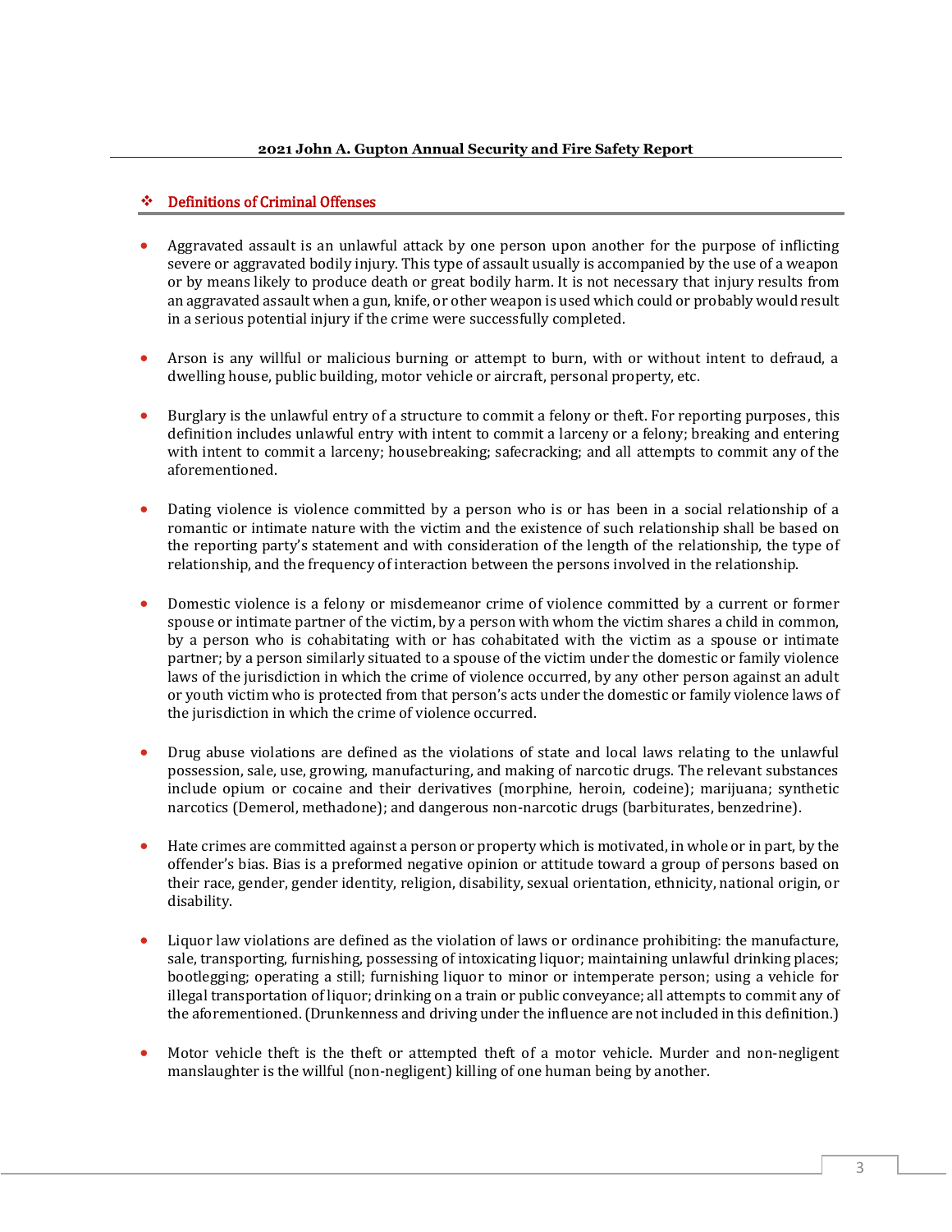## Definitions of Criminal Offenses

- Aggravated assault is an unlawful attack by one person upon another for the purpose of inflicting severe or aggravated bodily injury. This type of assault usually is accompanied by the use of a weapon or by means likely to produce death or great bodily harm. It is not necessary that injury results from an aggravated assault when a gun, knife, or other weapon is used which could or probably would result in a serious potential injury if the crime were successfully completed.

- Arson is any willful or malicious burning or attempt to burn, with or without intent to defraud, a dwelling house, public building, motor vehicle or aircraft, personal property, etc.

- Burglary is the unlawful entry of a structure to commit a felony or theft. For reporting purposes, this definition includes unlawful entry with intent to commit a larceny or a felony; breaking and entering with intent to commit a larceny; housebreaking; safecracking; and all attempts to commit any of the aforementioned.

- Dating violence is violence committed by a person who is or has been in a social relationship of a romantic or intimate nature with the victim and the existence of such relationship shall be based on the reporting party's statement and with consideration of the length of the relationship, the type of relationship, and the frequency of interaction between the persons involved in the relationship.

- Domestic violence is a felony or misdemeanor crime of violence committed by a current or former spouse or intimate partner of the victim, by a person with whom the victim shares a child in common, by a person who is cohabitating with or has cohabitated with the victim as a spouse or intimate partner; by a person similarly situated to a spouse of the victim under the domestic or family violence laws of the jurisdiction in which the crime of violence occurred, by any other person against an adult or youth victim who is protected from that person's acts under the domestic or family violence laws of the jurisdiction in which the crime of violence occurred.

- Drug abuse violations are defined as the violations of state and local laws relating to the unlawful possession, sale, use, growing, manufacturing, and making of narcotic drugs. The relevant substances include opium or cocaine and their derivatives (morphine, heroin, codeine); marijuana; synthetic narcotics (Demerol, methadone); and dangerous non-narcotic drugs (barbiturates, benzedrine).

- Hate crimes are committed against a person or property which is motivated, in whole or in part, by the offender's bias. Bias is a preformed negative opinion or attitude toward a group of persons based on their race, gender, gender identity, religion, disability, sexual orientation, ethnicity, national origin, or disability.

- Liquor law violations are defined as the violation of laws or ordinance prohibiting: the manufacture, sale, transporting, furnishing, possessing of intoxicating liquor; maintaining unlawful drinking places; bootlegging; operating a still; furnishing liquor to minor or intemperate person; using a vehicle for illegal transportation of liquor; drinking on a train or public conveyance; all attempts to commit any of the aforementioned. (Drunkenness and driving under the influence are not included in this definition.)

- Motor vehicle theft is the theft or attempted theft of a motor vehicle. Murder and non-negligent manslaughter is the willful (non-negligent) killing of one human being by another.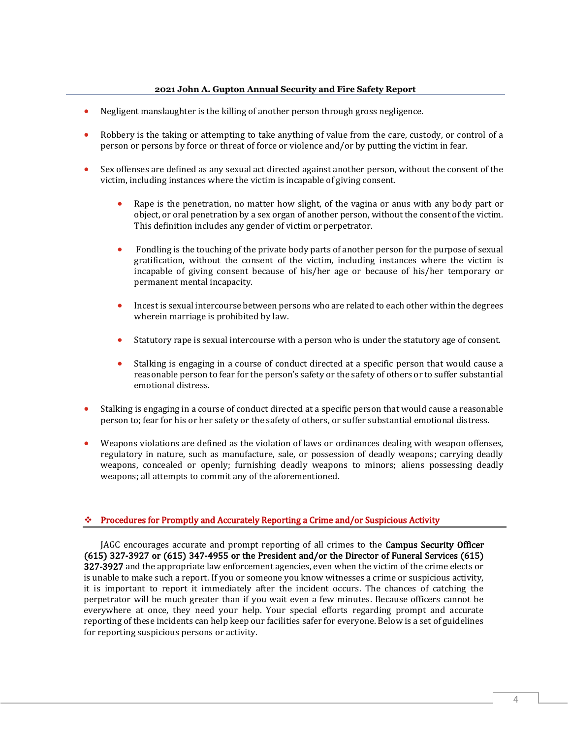- Negligent manslaughter is the killing of another person through gross negligence.

- Robbery is the taking or attempting to take anything of value from the care, custody, or control of a person or persons by force or threat of force or violence and/or by putting the victim in fear.

- Sex offenses are defined as any sexual act directed against another person, without the consent of the victim, including instances where the victim is incapable of giving consent.

  - Rape is the penetration, no matter how slight, of the vagina or anus with any body part or object, or oral penetration by a sex organ of another person, without the consent of the victim. This definition includes any gender of victim or perpetrator.

  - Fondling is the touching of the private body parts of another person for the purpose of sexual gratification, without the consent of the victim, including instances where the victim is incapable of giving consent because of his/her age or because of his/her temporary or permanent mental incapacity.

  - Incest is sexual intercourse between persons who are related to each other within the degrees wherein marriage is prohibited by law.

  - Statutory rape is sexual intercourse with a person who is under the statutory age of consent.

  - Stalking is engaging in a course of conduct directed at a specific person that would cause a reasonable person to fear for the person's safety or the safety of others or to suffer substantial emotional distress.

- Stalking is engaging in a course of conduct directed at a specific person that would cause a reasonable person to; fear for his or her safety or the safety of others, or suffer substantial emotional distress.

- Weapons violations are defined as the violation of laws or ordinances dealing with weapon offenses, regulatory in nature, such as manufacture, sale, or possession of deadly weapons; carrying deadly weapons, concealed or openly; furnishing deadly weapons to minors; aliens possessing deadly weapons; all attempts to commit any of the aforementioned.

## Procedures for Promptly and Accurately Reporting a Crime and/or Suspicious Activity

JAGC encourages accurate and prompt reporting of all crimes to the **Campus Security Officer (615) 327-3927 or (615) 347-4955 or the President and/or the Director of Funeral Services (615) 327-3927** and the appropriate law enforcement agencies, even when the victim of the crime elects or is unable to make such a report. If you or someone you know witnesses a crime or suspicious activity, it is important to report it immediately after the incident occurs. The chances of catching the perpetrator will be much greater than if you wait even a few minutes. Because officers cannot be everywhere at once, they need your help. Your special efforts regarding prompt and accurate reporting of these incidents can help keep our facilities safer for everyone. Below is a set of guidelines for reporting suspicious persons or activity.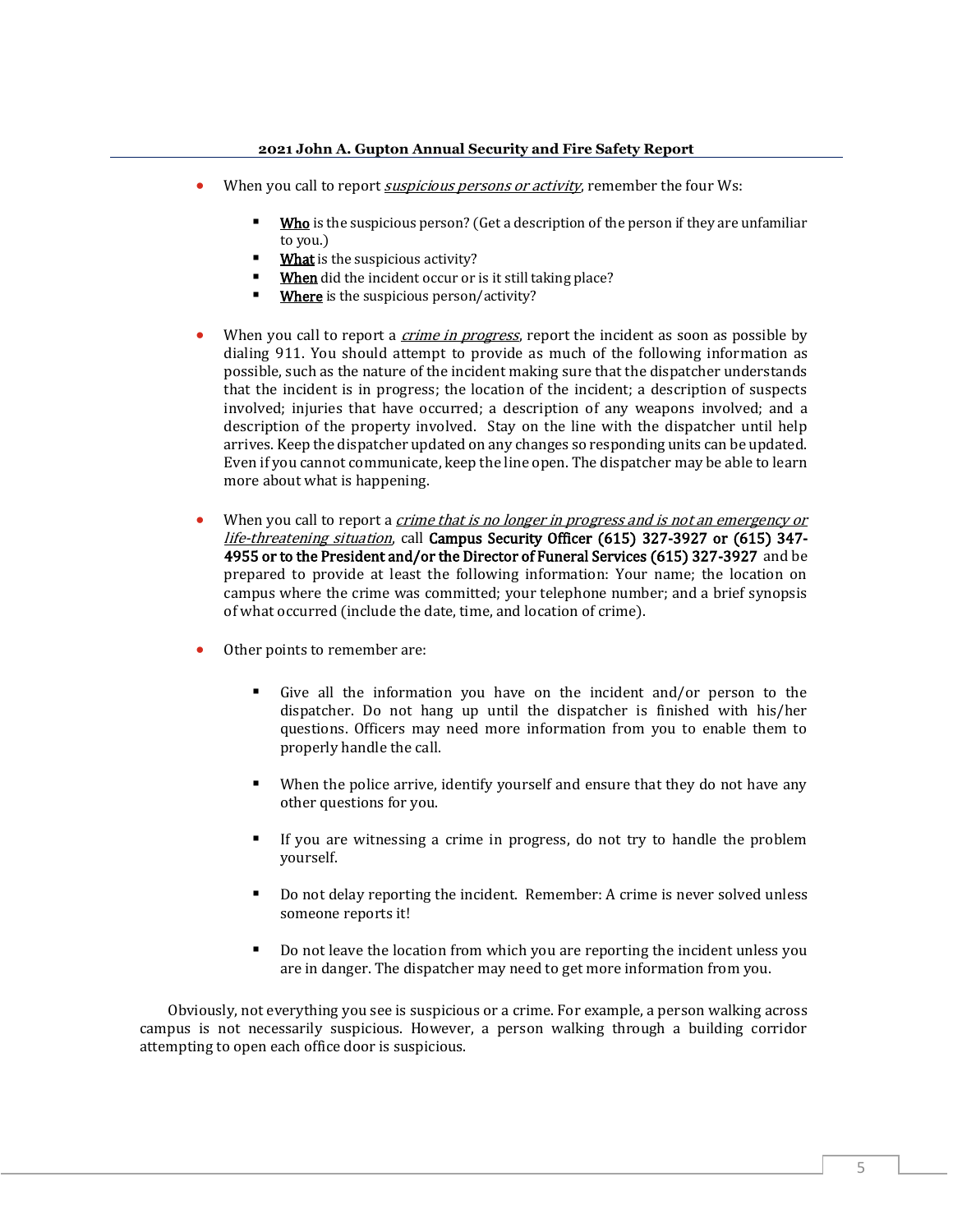- When you call to report *suspicious persons or activity*, remember the four Ws:

  - **Who** is the suspicious person? (Get a description of the person if they are unfamiliar to you.)
  - **What** is the suspicious activity?
  - **When** did the incident occur or is it still taking place?
  - **Where** is the suspicious person/activity?

- When you call to report a *crime in progress*, report the incident as soon as possible by dialing 911. You should attempt to provide as much of the following information as possible, such as the nature of the incident making sure that the dispatcher understands that the incident is in progress; the location of the incident; a description of suspects involved; injuries that have occurred; a description of any weapons involved; and a description of the property involved. Stay on the line with the dispatcher until help arrives. Keep the dispatcher updated on any changes so responding units can be updated. Even if you cannot communicate, keep the line open. The dispatcher may be able to learn more about what is happening.

- When you call to report a *crime that is no longer in progress and is not an emergency or life-threatening situation*, call **Campus Security Officer (615) 327-3927 or (615) 347-4955 or to the President and/or the Director of Funeral Services (615) 327-3927** and be prepared to provide at least the following information: Your name; the location on campus where the crime was committed; your telephone number; and a brief synopsis of what occurred (include the date, time, and location of crime).

- Other points to remember are:

  - Give all the information you have on the incident and/or person to the dispatcher. Do not hang up until the dispatcher is finished with his/her questions. Officers may need more information from you to enable them to properly handle the call.

  - When the police arrive, identify yourself and ensure that they do not have any other questions for you.

  - If you are witnessing a crime in progress, do not try to handle the problem yourself.

  - Do not delay reporting the incident. Remember: A crime is never solved unless someone reports it!

  - Do not leave the location from which you are reporting the incident unless you are in danger. The dispatcher may need to get more information from you.

Obviously, not everything you see is suspicious or a crime. For example, a person walking across campus is not necessarily suspicious. However, a person walking through a building corridor attempting to open each office door is suspicious.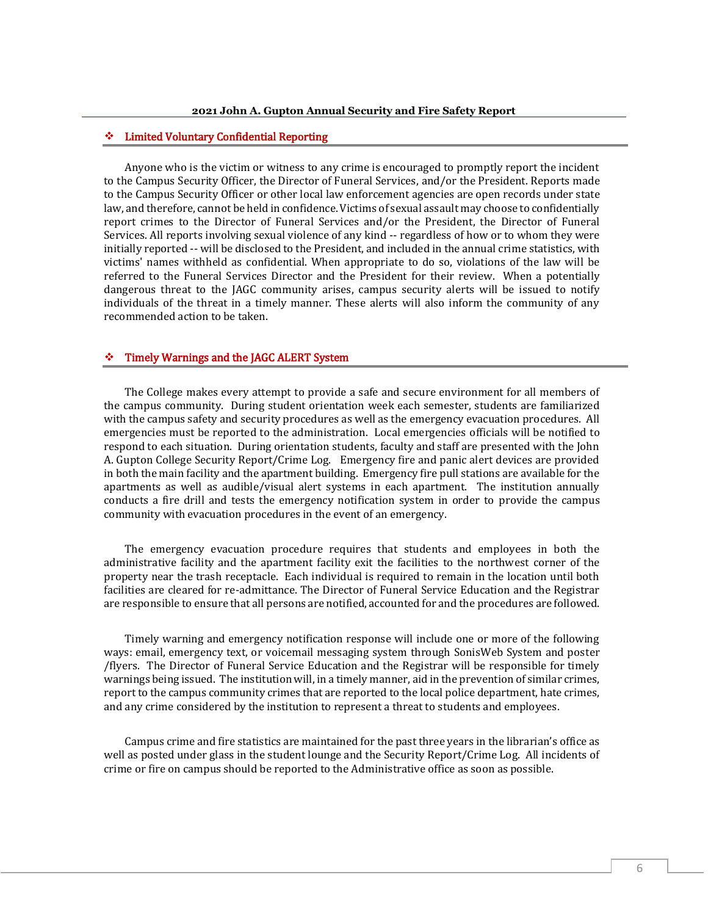## ❖ Limited Voluntary Confidential Reporting

Anyone who is the victim or witness to any crime is encouraged to promptly report the incident to the Campus Security Officer, the Director of Funeral Services, and/or the President. Reports made to the Campus Security Officer or other local law enforcement agencies are open records under state law, and therefore, cannot be held in confidence. Victims of sexual assault may choose to confidentially report crimes to the Director of Funeral Services and/or the President, the Director of Funeral Services. All reports involving sexual violence of any kind -- regardless of how or to whom they were initially reported -- will be disclosed to the President, and included in the annual crime statistics, with victims' names withheld as confidential. When appropriate to do so, violations of the law will be referred to the Funeral Services Director and the President for their review. When a potentially dangerous threat to the JAGC community arises, campus security alerts will be issued to notify individuals of the threat in a timely manner. These alerts will also inform the community of any recommended action to be taken.

## ❖ Timely Warnings and the JAGC ALERT System

The College makes every attempt to provide a safe and secure environment for all members of the campus community. During student orientation week each semester, students are familiarized with the campus safety and security procedures as well as the emergency evacuation procedures. All emergencies must be reported to the administration. Local emergencies officials will be notified to respond to each situation. During orientation students, faculty and staff are presented with the John A. Gupton College Security Report/Crime Log. Emergency fire and panic alert devices are provided in both the main facility and the apartment building. Emergency fire pull stations are available for the apartments as well as audible/visual alert systems in each apartment. The institution annually conducts a fire drill and tests the emergency notification system in order to provide the campus community with evacuation procedures in the event of an emergency.

The emergency evacuation procedure requires that students and employees in both the administrative facility and the apartment facility exit the facilities to the northwest corner of the property near the trash receptacle. Each individual is required to remain in the location until both facilities are cleared for re-admittance. The Director of Funeral Service Education and the Registrar are responsible to ensure that all persons are notified, accounted for and the procedures are followed.

Timely warning and emergency notification response will include one or more of the following ways: email, emergency text, or voicemail messaging system through SonisWeb System and poster /flyers. The Director of Funeral Service Education and the Registrar will be responsible for timely warnings being issued. The institution will, in a timely manner, aid in the prevention of similar crimes, report to the campus community crimes that are reported to the local police department, hate crimes, and any crime considered by the institution to represent a threat to students and employees.

Campus crime and fire statistics are maintained for the past three years in the librarian's office as well as posted under glass in the student lounge and the Security Report/Crime Log. All incidents of crime or fire on campus should be reported to the Administrative office as soon as possible.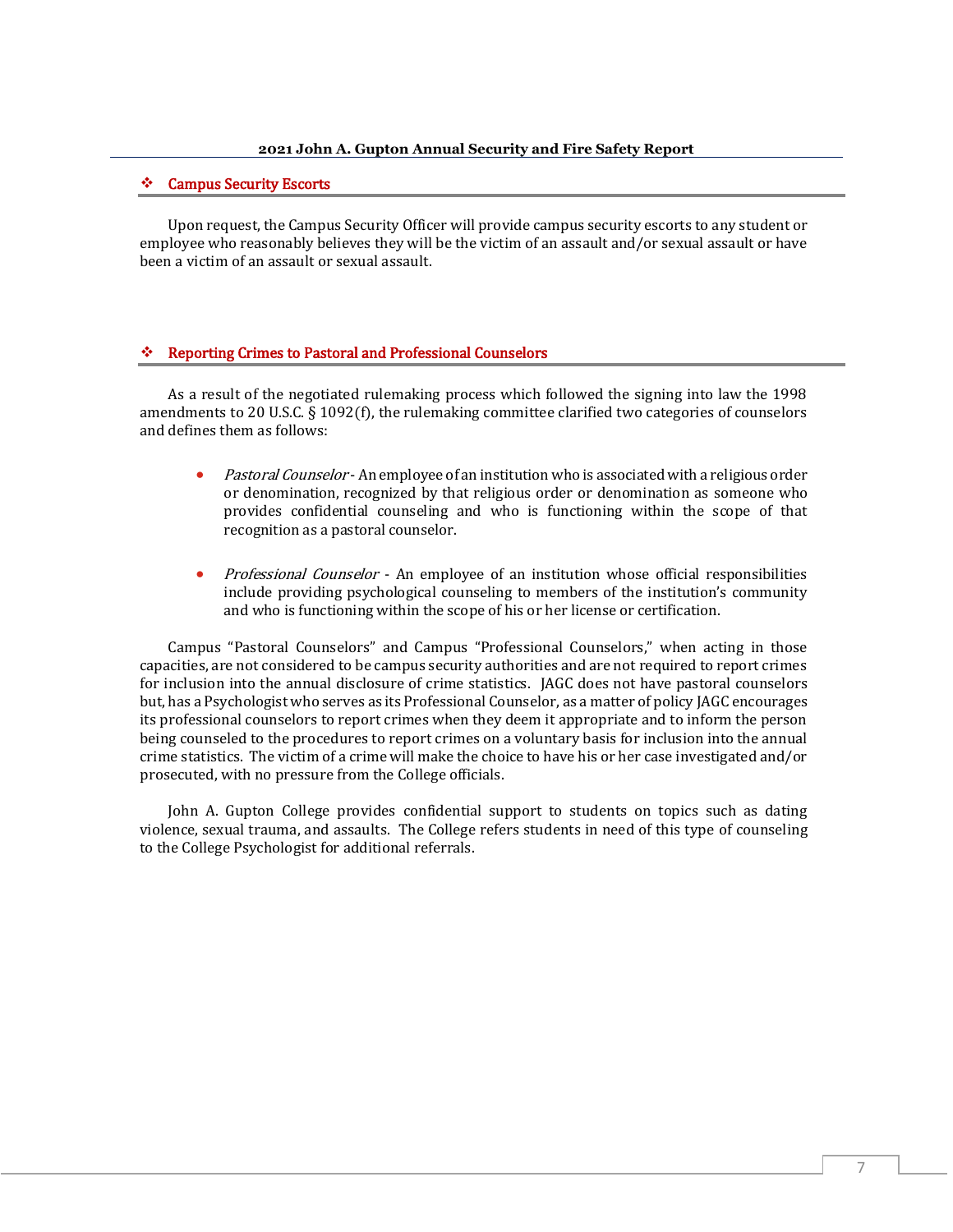## ❖ Campus Security Escorts

Upon request, the Campus Security Officer will provide campus security escorts to any student or employee who reasonably believes they will be the victim of an assault and/or sexual assault or have been a victim of an assault or sexual assault.

## ❖ Reporting Crimes to Pastoral and Professional Counselors

As a result of the negotiated rulemaking process which followed the signing into law the 1998 amendments to 20 U.S.C. § 1092(f), the rulemaking committee clarified two categories of counselors and defines them as follows:

- *Pastoral Counselor* - An employee of an institution who is associated with a religious order or denomination, recognized by that religious order or denomination as someone who provides confidential counseling and who is functioning within the scope of that recognition as a pastoral counselor.

- *Professional Counselor* - An employee of an institution whose official responsibilities include providing psychological counseling to members of the institution's community and who is functioning within the scope of his or her license or certification.

Campus "Pastoral Counselors" and Campus "Professional Counselors," when acting in those capacities, are not considered to be campus security authorities and are not required to report crimes for inclusion into the annual disclosure of crime statistics. JAGC does not have pastoral counselors but, has a Psychologist who serves as its Professional Counselor, as a matter of policy JAGC encourages its professional counselors to report crimes when they deem it appropriate and to inform the person being counseled to the procedures to report crimes on a voluntary basis for inclusion into the annual crime statistics. The victim of a crime will make the choice to have his or her case investigated and/or prosecuted, with no pressure from the College officials.

John A. Gupton College provides confidential support to students on topics such as dating violence, sexual trauma, and assaults. The College refers students in need of this type of counseling to the College Psychologist for additional referrals.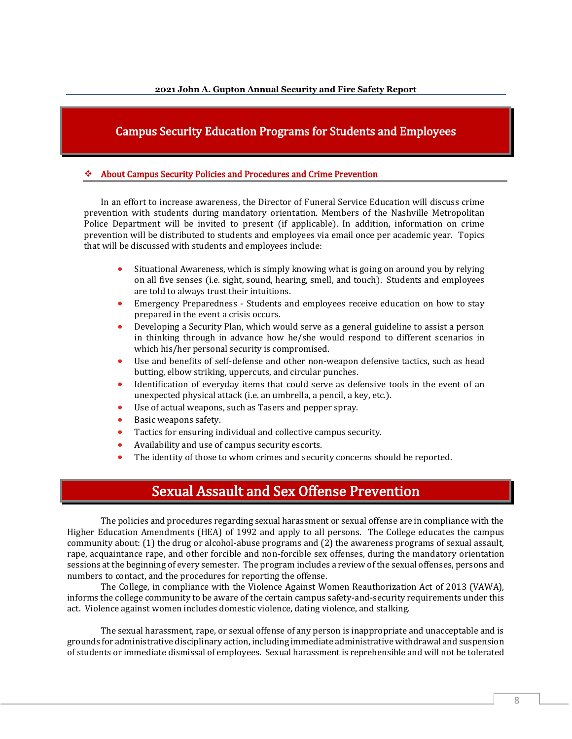# Campus Security Education Programs for Students and Employees

## About Campus Security Policies and Procedures and Crime Prevention

In an effort to increase awareness, the Director of Funeral Service Education will discuss crime prevention with students during mandatory orientation. Members of the Nashville Metropolitan Police Department will be invited to present (if applicable). In addition, information on crime prevention will be distributed to students and employees via email once per academic year. Topics that will be discussed with students and employees include:

- Situational Awareness, which is simply knowing what is going on around you by relying on all five senses (i.e. sight, sound, hearing, smell, and touch). Students and employees are told to always trust their intuitions.
- Emergency Preparedness - Students and employees receive education on how to stay prepared in the event a crisis occurs.
- Developing a Security Plan, which would serve as a general guideline to assist a person in thinking through in advance how he/she would respond to different scenarios in which his/her personal security is compromised.
- Use and benefits of self-defense and other non-weapon defensive tactics, such as head butting, elbow striking, uppercuts, and circular punches.
- Identification of everyday items that could serve as defensive tools in the event of an unexpected physical attack (i.e. an umbrella, a pencil, a key, etc.).
- Use of actual weapons, such as Tasers and pepper spray.
- Basic weapons safety.
- Tactics for ensuring individual and collective campus security.
- Availability and use of campus security escorts.
- The identity of those to whom crimes and security concerns should be reported.

# Sexual Assault and Sex Offense Prevention

The policies and procedures regarding sexual harassment or sexual offense are in compliance with the Higher Education Amendments (HEA) of 1992 and apply to all persons. The College educates the campus community about: (1) the drug or alcohol-abuse programs and (2) the awareness programs of sexual assault, rape, acquaintance rape, and other forcible and non-forcible sex offenses, during the mandatory orientation sessions at the beginning of every semester. The program includes a review of the sexual offenses, persons and numbers to contact, and the procedures for reporting the offense.

The College, in compliance with the Violence Against Women Reauthorization Act of 2013 (VAWA), informs the college community to be aware of the certain campus safety-and-security requirements under this act. Violence against women includes domestic violence, dating violence, and stalking.

The sexual harassment, rape, or sexual offense of any person is inappropriate and unacceptable and is grounds for administrative disciplinary action, including immediate administrative withdrawal and suspension of students or immediate dismissal of employees. Sexual harassment is reprehensible and will not be tolerated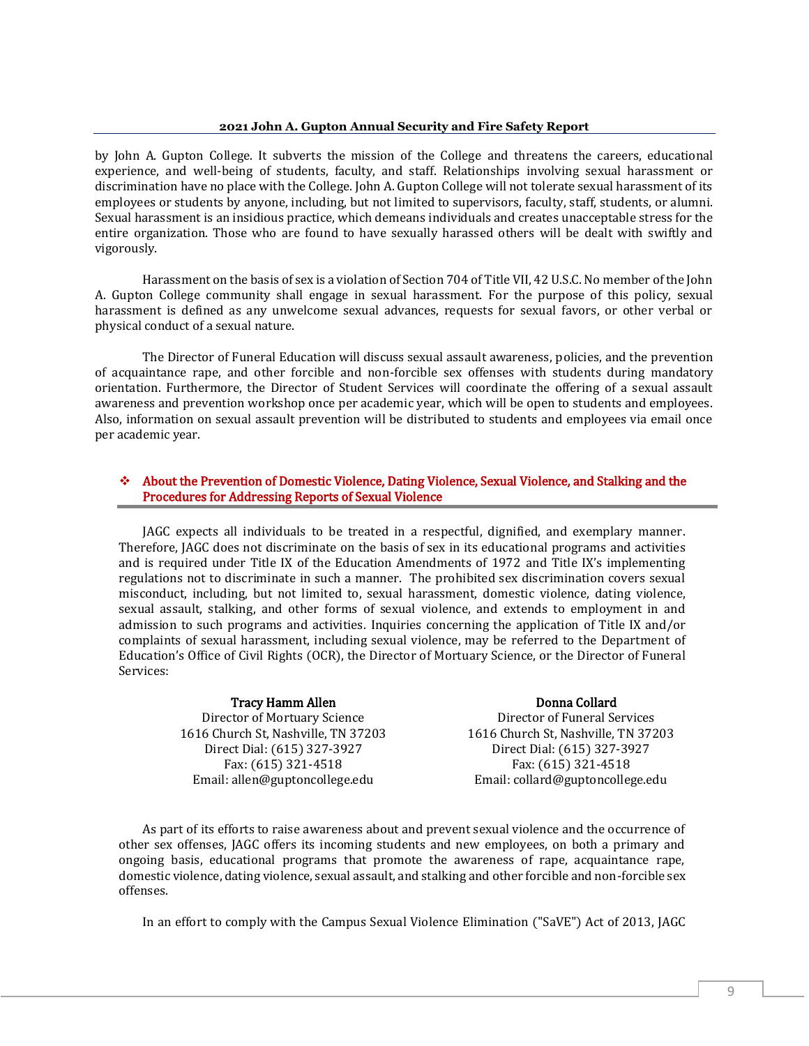by John A. Gupton College. It subverts the mission of the College and threatens the careers, educational experience, and well-being of students, faculty, and staff. Relationships involving sexual harassment or discrimination have no place with the College. John A. Gupton College will not tolerate sexual harassment of its employees or students by anyone, including, but not limited to supervisors, faculty, staff, students, or alumni. Sexual harassment is an insidious practice, which demeans individuals and creates unacceptable stress for the entire organization. Those who are found to have sexually harassed others will be dealt with swiftly and vigorously.

Harassment on the basis of sex is a violation of Section 704 of Title VII, 42 U.S.C. No member of the John A. Gupton College community shall engage in sexual harassment. For the purpose of this policy, sexual harassment is defined as any unwelcome sexual advances, requests for sexual favors, or other verbal or physical conduct of a sexual nature.

The Director of Funeral Education will discuss sexual assault awareness, policies, and the prevention of acquaintance rape, and other forcible and non-forcible sex offenses with students during mandatory orientation. Furthermore, the Director of Student Services will coordinate the offering of a sexual assault awareness and prevention workshop once per academic year, which will be open to students and employees. Also, information on sexual assault prevention will be distributed to students and employees via email once per academic year.

## ❖ About the Prevention of Domestic Violence, Dating Violence, Sexual Violence, and Stalking and the Procedures for Addressing Reports of Sexual Violence

JAGC expects all individuals to be treated in a respectful, dignified, and exemplary manner. Therefore, JAGC does not discriminate on the basis of sex in its educational programs and activities and is required under Title IX of the Education Amendments of 1972 and Title IX's implementing regulations not to discriminate in such a manner. The prohibited sex discrimination covers sexual misconduct, including, but not limited to, sexual harassment, domestic violence, dating violence, sexual assault, stalking, and other forms of sexual violence, and extends to employment in and admission to such programs and activities. Inquiries concerning the application of Title IX and/or complaints of sexual harassment, including sexual violence, may be referred to the Department of Education's Office of Civil Rights (OCR), the Director of Mortuary Science, or the Director of Funeral Services:

**Tracy Hamm Allen**
Director of Mortuary Science
1616 Church St, Nashville, TN 37203
Direct Dial: (615) 327-3927
Fax: (615) 321-4518
Email: allen@guptoncollege.edu

**Donna Collard**
Director of Funeral Services
1616 Church St, Nashville, TN 37203
Direct Dial: (615) 327-3927
Fax: (615) 321-4518
Email: collard@guptoncollege.edu

As part of its efforts to raise awareness about and prevent sexual violence and the occurrence of other sex offenses, JAGC offers its incoming students and new employees, on both a primary and ongoing basis, educational programs that promote the awareness of rape, acquaintance rape, domestic violence, dating violence, sexual assault, and stalking and other forcible and non-forcible sex offenses.

In an effort to comply with the Campus Sexual Violence Elimination ("SaVE") Act of 2013, JAGC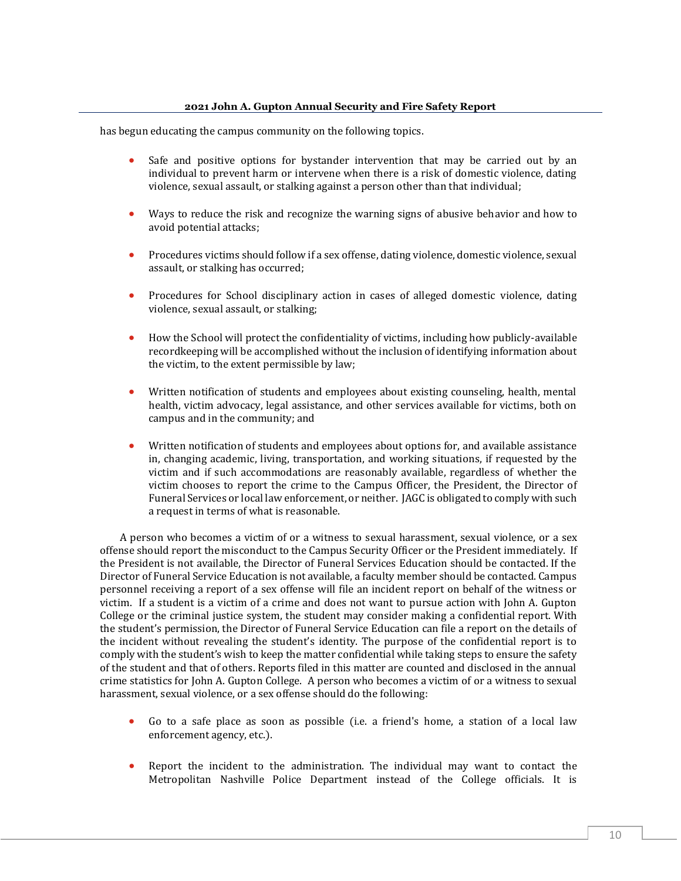has begun educating the campus community on the following topics.

- Safe and positive options for bystander intervention that may be carried out by an individual to prevent harm or intervene when there is a risk of domestic violence, dating violence, sexual assault, or stalking against a person other than that individual;

- Ways to reduce the risk and recognize the warning signs of abusive behavior and how to avoid potential attacks;

- Procedures victims should follow if a sex offense, dating violence, domestic violence, sexual assault, or stalking has occurred;

- Procedures for School disciplinary action in cases of alleged domestic violence, dating violence, sexual assault, or stalking;

- How the School will protect the confidentiality of victims, including how publicly-available recordkeeping will be accomplished without the inclusion of identifying information about the victim, to the extent permissible by law;

- Written notification of students and employees about existing counseling, health, mental health, victim advocacy, legal assistance, and other services available for victims, both on campus and in the community; and

- Written notification of students and employees about options for, and available assistance in, changing academic, living, transportation, and working situations, if requested by the victim and if such accommodations are reasonably available, regardless of whether the victim chooses to report the crime to the Campus Officer, the President, the Director of Funeral Services or local law enforcement, or neither. JAGC is obligated to comply with such a request in terms of what is reasonable.

A person who becomes a victim of or a witness to sexual harassment, sexual violence, or a sex offense should report the misconduct to the Campus Security Officer or the President immediately. If the President is not available, the Director of Funeral Services Education should be contacted. If the Director of Funeral Service Education is not available, a faculty member should be contacted. Campus personnel receiving a report of a sex offense will file an incident report on behalf of the witness or victim. If a student is a victim of a crime and does not want to pursue action with John A. Gupton College or the criminal justice system, the student may consider making a confidential report. With the student's permission, the Director of Funeral Service Education can file a report on the details of the incident without revealing the student's identity. The purpose of the confidential report is to comply with the student's wish to keep the matter confidential while taking steps to ensure the safety of the student and that of others. Reports filed in this matter are counted and disclosed in the annual crime statistics for John A. Gupton College. A person who becomes a victim of or a witness to sexual harassment, sexual violence, or a sex offense should do the following:

- Go to a safe place as soon as possible (i.e. a friend's home, a station of a local law enforcement agency, etc.).

- Report the incident to the administration. The individual may want to contact the Metropolitan Nashville Police Department instead of the College officials. It is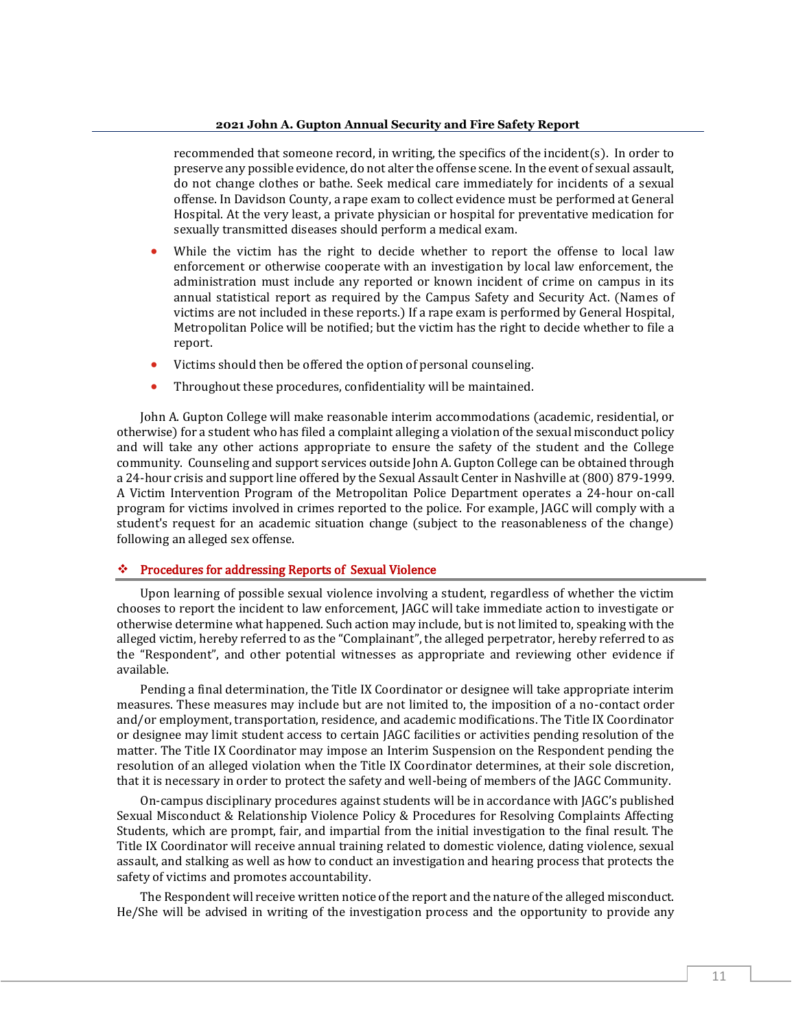recommended that someone record, in writing, the specifics of the incident(s). In order to preserve any possible evidence, do not alter the offense scene. In the event of sexual assault, do not change clothes or bathe. Seek medical care immediately for incidents of a sexual offense. In Davidson County, a rape exam to collect evidence must be performed at General Hospital. At the very least, a private physician or hospital for preventative medication for sexually transmitted diseases should perform a medical exam.

- While the victim has the right to decide whether to report the offense to local law enforcement or otherwise cooperate with an investigation by local law enforcement, the administration must include any reported or known incident of crime on campus in its annual statistical report as required by the Campus Safety and Security Act. (Names of victims are not included in these reports.) If a rape exam is performed by General Hospital, Metropolitan Police will be notified; but the victim has the right to decide whether to file a report.
- Victims should then be offered the option of personal counseling.
- Throughout these procedures, confidentiality will be maintained.

John A. Gupton College will make reasonable interim accommodations (academic, residential, or otherwise) for a student who has filed a complaint alleging a violation of the sexual misconduct policy and will take any other actions appropriate to ensure the safety of the student and the College community. Counseling and support services outside John A. Gupton College can be obtained through a 24-hour crisis and support line offered by the Sexual Assault Center in Nashville at (800) 879-1999. A Victim Intervention Program of the Metropolitan Police Department operates a 24-hour on-call program for victims involved in crimes reported to the police. For example, JAGC will comply with a student's request for an academic situation change (subject to the reasonableness of the change) following an alleged sex offense.

## Procedures for addressing Reports of Sexual Violence

Upon learning of possible sexual violence involving a student, regardless of whether the victim chooses to report the incident to law enforcement, JAGC will take immediate action to investigate or otherwise determine what happened. Such action may include, but is not limited to, speaking with the alleged victim, hereby referred to as the "Complainant", the alleged perpetrator, hereby referred to as the "Respondent", and other potential witnesses as appropriate and reviewing other evidence if available.

Pending a final determination, the Title IX Coordinator or designee will take appropriate interim measures. These measures may include but are not limited to, the imposition of a no-contact order and/or employment, transportation, residence, and academic modifications. The Title IX Coordinator or designee may limit student access to certain JAGC facilities or activities pending resolution of the matter. The Title IX Coordinator may impose an Interim Suspension on the Respondent pending the resolution of an alleged violation when the Title IX Coordinator determines, at their sole discretion, that it is necessary in order to protect the safety and well-being of members of the JAGC Community.

On-campus disciplinary procedures against students will be in accordance with JAGC's published Sexual Misconduct & Relationship Violence Policy & Procedures for Resolving Complaints Affecting Students, which are prompt, fair, and impartial from the initial investigation to the final result. The Title IX Coordinator will receive annual training related to domestic violence, dating violence, sexual assault, and stalking as well as how to conduct an investigation and hearing process that protects the safety of victims and promotes accountability.

The Respondent will receive written notice of the report and the nature of the alleged misconduct. He/She will be advised in writing of the investigation process and the opportunity to provide any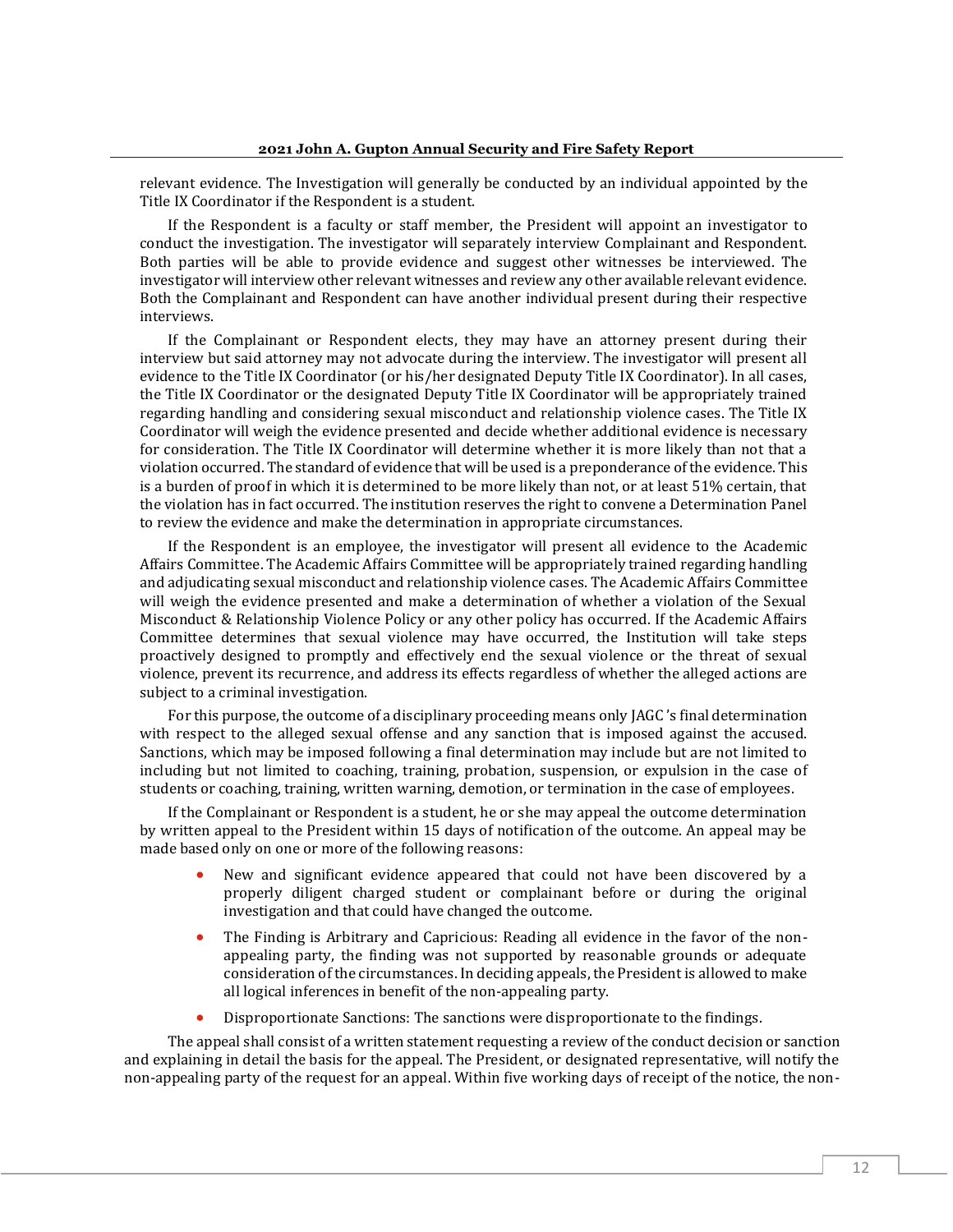relevant evidence. The Investigation will generally be conducted by an individual appointed by the Title IX Coordinator if the Respondent is a student.

If the Respondent is a faculty or staff member, the President will appoint an investigator to conduct the investigation. The investigator will separately interview Complainant and Respondent. Both parties will be able to provide evidence and suggest other witnesses be interviewed. The investigator will interview other relevant witnesses and review any other available relevant evidence. Both the Complainant and Respondent can have another individual present during their respective interviews.

If the Complainant or Respondent elects, they may have an attorney present during their interview but said attorney may not advocate during the interview. The investigator will present all evidence to the Title IX Coordinator (or his/her designated Deputy Title IX Coordinator). In all cases, the Title IX Coordinator or the designated Deputy Title IX Coordinator will be appropriately trained regarding handling and considering sexual misconduct and relationship violence cases. The Title IX Coordinator will weigh the evidence presented and decide whether additional evidence is necessary for consideration. The Title IX Coordinator will determine whether it is more likely than not that a violation occurred. The standard of evidence that will be used is a preponderance of the evidence. This is a burden of proof in which it is determined to be more likely than not, or at least 51% certain, that the violation has in fact occurred. The institution reserves the right to convene a Determination Panel to review the evidence and make the determination in appropriate circumstances.

If the Respondent is an employee, the investigator will present all evidence to the Academic Affairs Committee. The Academic Affairs Committee will be appropriately trained regarding handling and adjudicating sexual misconduct and relationship violence cases. The Academic Affairs Committee will weigh the evidence presented and make a determination of whether a violation of the Sexual Misconduct & Relationship Violence Policy or any other policy has occurred. If the Academic Affairs Committee determines that sexual violence may have occurred, the Institution will take steps proactively designed to promptly and effectively end the sexual violence or the threat of sexual violence, prevent its recurrence, and address its effects regardless of whether the alleged actions are subject to a criminal investigation.

For this purpose, the outcome of a disciplinary proceeding means only JAGC's final determination with respect to the alleged sexual offense and any sanction that is imposed against the accused. Sanctions, which may be imposed following a final determination may include but are not limited to including but not limited to coaching, training, probation, suspension, or expulsion in the case of students or coaching, training, written warning, demotion, or termination in the case of employees.

If the Complainant or Respondent is a student, he or she may appeal the outcome determination by written appeal to the President within 15 days of notification of the outcome. An appeal may be made based only on one or more of the following reasons:

- New and significant evidence appeared that could not have been discovered by a properly diligent charged student or complainant before or during the original investigation and that could have changed the outcome.
- The Finding is Arbitrary and Capricious: Reading all evidence in the favor of the non-appealing party, the finding was not supported by reasonable grounds or adequate consideration of the circumstances. In deciding appeals, the President is allowed to make all logical inferences in benefit of the non-appealing party.
- Disproportionate Sanctions: The sanctions were disproportionate to the findings.

The appeal shall consist of a written statement requesting a review of the conduct decision or sanction and explaining in detail the basis for the appeal. The President, or designated representative, will notify the non-appealing party of the request for an appeal. Within five working days of receipt of the notice, the non-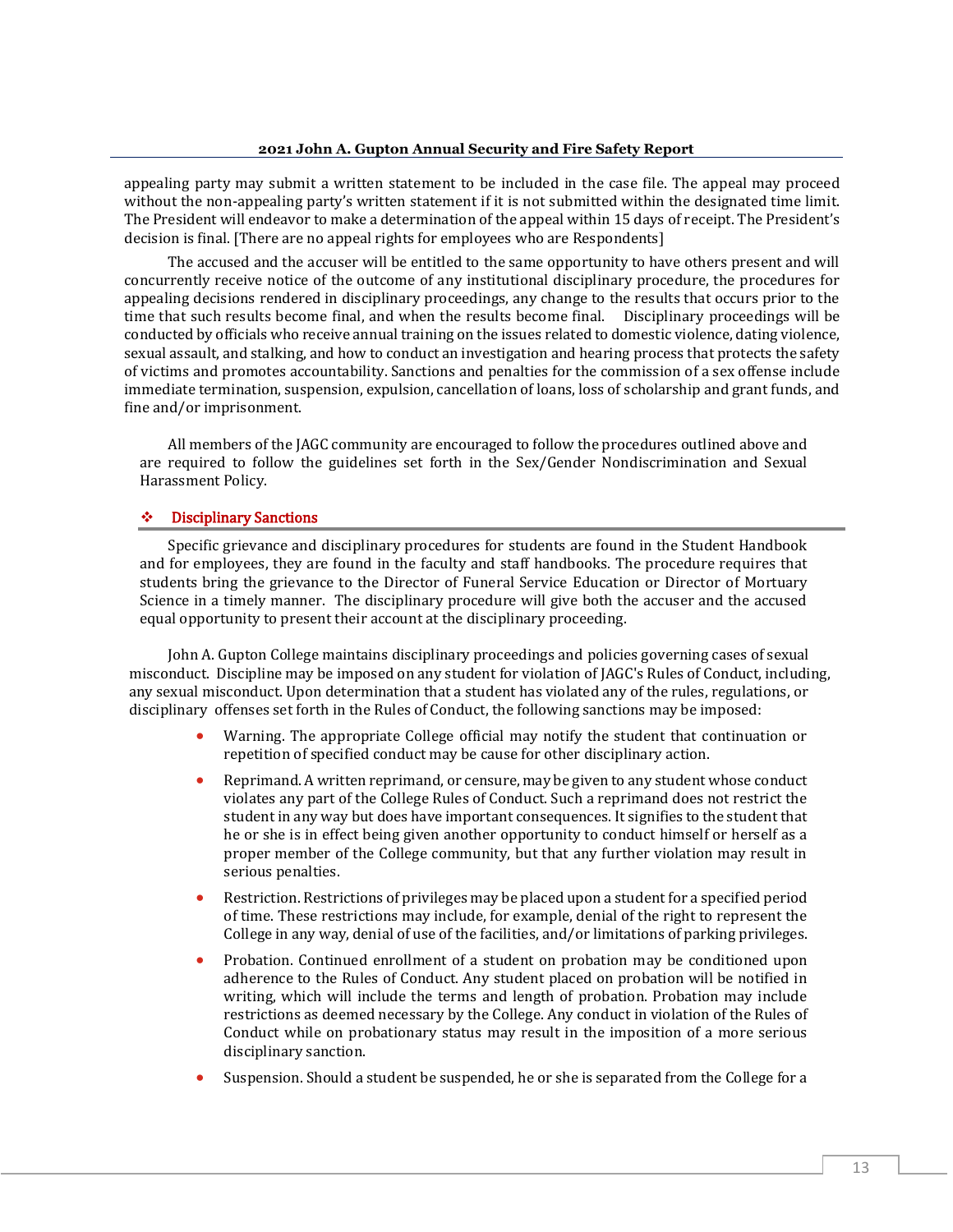appealing party may submit a written statement to be included in the case file. The appeal may proceed without the non-appealing party's written statement if it is not submitted within the designated time limit. The President will endeavor to make a determination of the appeal within 15 days of receipt. The President's decision is final. [There are no appeal rights for employees who are Respondents]

The accused and the accuser will be entitled to the same opportunity to have others present and will concurrently receive notice of the outcome of any institutional disciplinary procedure, the procedures for appealing decisions rendered in disciplinary proceedings, any change to the results that occurs prior to the time that such results become final, and when the results become final. Disciplinary proceedings will be conducted by officials who receive annual training on the issues related to domestic violence, dating violence, sexual assault, and stalking, and how to conduct an investigation and hearing process that protects the safety of victims and promotes accountability. Sanctions and penalties for the commission of a sex offense include immediate termination, suspension, expulsion, cancellation of loans, loss of scholarship and grant funds, and fine and/or imprisonment.

All members of the JAGC community are encouraged to follow the procedures outlined above and are required to follow the guidelines set forth in the Sex/Gender Nondiscrimination and Sexual Harassment Policy.

## Disciplinary Sanctions

Specific grievance and disciplinary procedures for students are found in the Student Handbook and for employees, they are found in the faculty and staff handbooks. The procedure requires that students bring the grievance to the Director of Funeral Service Education or Director of Mortuary Science in a timely manner. The disciplinary procedure will give both the accuser and the accused equal opportunity to present their account at the disciplinary proceeding.

John A. Gupton College maintains disciplinary proceedings and policies governing cases of sexual misconduct. Discipline may be imposed on any student for violation of JAGC's Rules of Conduct, including, any sexual misconduct. Upon determination that a student has violated any of the rules, regulations, or disciplinary offenses set forth in the Rules of Conduct, the following sanctions may be imposed:

- Warning. The appropriate College official may notify the student that continuation or repetition of specified conduct may be cause for other disciplinary action.
- Reprimand. A written reprimand, or censure, may be given to any student whose conduct violates any part of the College Rules of Conduct. Such a reprimand does not restrict the student in any way but does have important consequences. It signifies to the student that he or she is in effect being given another opportunity to conduct himself or herself as a proper member of the College community, but that any further violation may result in serious penalties.
- Restriction. Restrictions of privileges may be placed upon a student for a specified period of time. These restrictions may include, for example, denial of the right to represent the College in any way, denial of use of the facilities, and/or limitations of parking privileges.
- Probation. Continued enrollment of a student on probation may be conditioned upon adherence to the Rules of Conduct. Any student placed on probation will be notified in writing, which will include the terms and length of probation. Probation may include restrictions as deemed necessary by the College. Any conduct in violation of the Rules of Conduct while on probationary status may result in the imposition of a more serious disciplinary sanction.
- Suspension. Should a student be suspended, he or she is separated from the College for a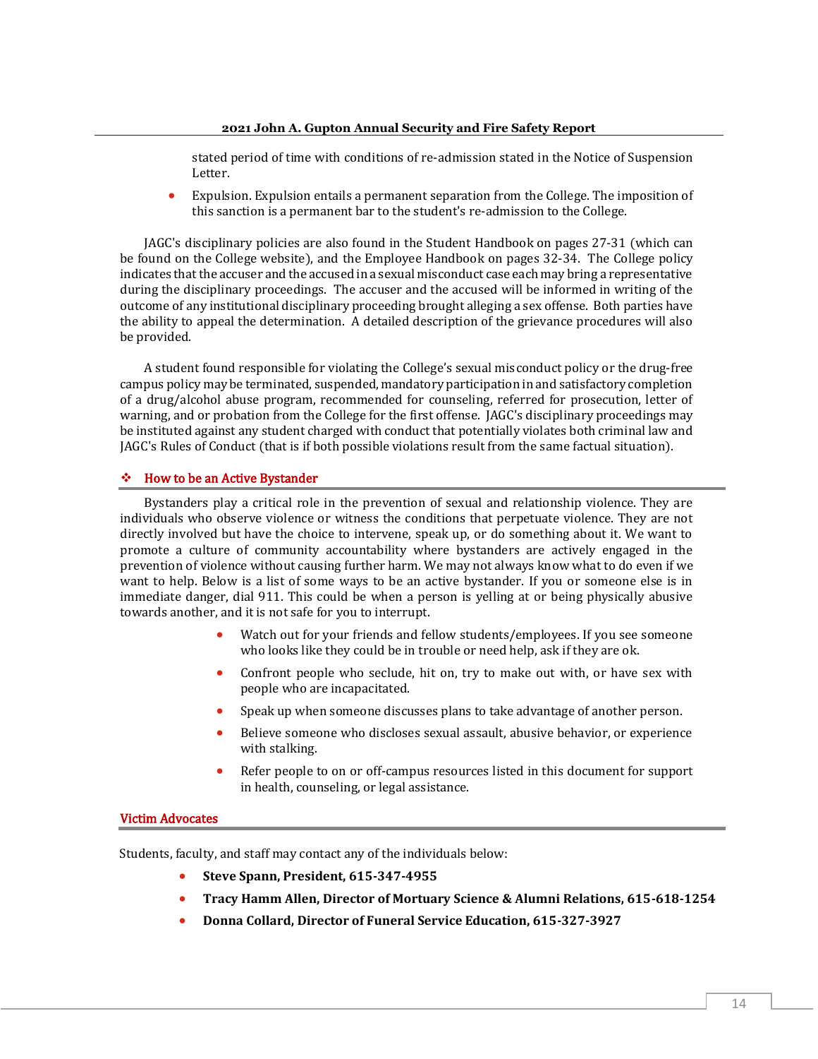stated period of time with conditions of re-admission stated in the Notice of Suspension Letter.

- Expulsion. Expulsion entails a permanent separation from the College. The imposition of this sanction is a permanent bar to the student's re-admission to the College.

JAGC's disciplinary policies are also found in the Student Handbook on pages 27-31 (which can be found on the College website), and the Employee Handbook on pages 32-34. The College policy indicates that the accuser and the accused in a sexual misconduct case each may bring a representative during the disciplinary proceedings. The accuser and the accused will be informed in writing of the outcome of any institutional disciplinary proceeding brought alleging a sex offense. Both parties have the ability to appeal the determination. A detailed description of the grievance procedures will also be provided.

A student found responsible for violating the College's sexual misconduct policy or the drug-free campus policy may be terminated, suspended, mandatory participation in and satisfactory completion of a drug/alcohol abuse program, recommended for counseling, referred for prosecution, letter of warning, and or probation from the College for the first offense. JAGC's disciplinary proceedings may be instituted against any student charged with conduct that potentially violates both criminal law and JAGC's Rules of Conduct (that is if both possible violations result from the same factual situation).

## How to be an Active Bystander

Bystanders play a critical role in the prevention of sexual and relationship violence. They are individuals who observe violence or witness the conditions that perpetuate violence. They are not directly involved but have the choice to intervene, speak up, or do something about it. We want to promote a culture of community accountability where bystanders are actively engaged in the prevention of violence without causing further harm. We may not always know what to do even if we want to help. Below is a list of some ways to be an active bystander. If you or someone else is in immediate danger, dial 911. This could be when a person is yelling at or being physically abusive towards another, and it is not safe for you to interrupt.

- Watch out for your friends and fellow students/employees. If you see someone who looks like they could be in trouble or need help, ask if they are ok.
- Confront people who seclude, hit on, try to make out with, or have sex with people who are incapacitated.
- Speak up when someone discusses plans to take advantage of another person.
- Believe someone who discloses sexual assault, abusive behavior, or experience with stalking.
- Refer people to on or off-campus resources listed in this document for support in health, counseling, or legal assistance.

## Victim Advocates

Students, faculty, and staff may contact any of the individuals below:

- **Steve Spann, President, 615-347-4955**
- **Tracy Hamm Allen, Director of Mortuary Science & Alumni Relations, 615-618-1254**
- **Donna Collard, Director of Funeral Service Education, 615-327-3927**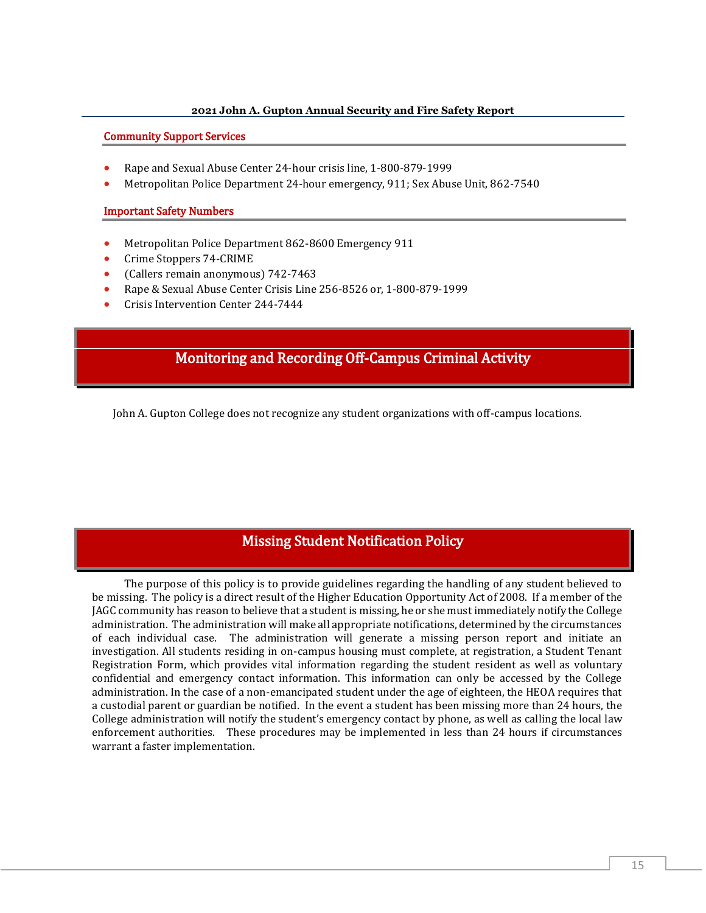### Community Support Services

- Rape and Sexual Abuse Center 24-hour crisis line, 1-800-879-1999
- Metropolitan Police Department 24-hour emergency, 911; Sex Abuse Unit, 862-7540

### Important Safety Numbers

- Metropolitan Police Department 862-8600 Emergency 911
- Crime Stoppers 74-CRIME
- (Callers remain anonymous) 742-7463
- Rape & Sexual Abuse Center Crisis Line 256-8526 or, 1-800-879-1999
- Crisis Intervention Center 244-7444

## Monitoring and Recording Off-Campus Criminal Activity

John A. Gupton College does not recognize any student organizations with off-campus locations.

## Missing Student Notification Policy

The purpose of this policy is to provide guidelines regarding the handling of any student believed to be missing. The policy is a direct result of the Higher Education Opportunity Act of 2008. If a member of the JAGC community has reason to believe that a student is missing, he or she must immediately notify the College administration. The administration will make all appropriate notifications, determined by the circumstances of each individual case. The administration will generate a missing person report and initiate an investigation. All students residing in on-campus housing must complete, at registration, a Student Tenant Registration Form, which provides vital information regarding the student resident as well as voluntary confidential and emergency contact information. This information can only be accessed by the College administration. In the case of a non-emancipated student under the age of eighteen, the HEOA requires that a custodial parent or guardian be notified. In the event a student has been missing more than 24 hours, the College administration will notify the student's emergency contact by phone, as well as calling the local law enforcement authorities. These procedures may be implemented in less than 24 hours if circumstances warrant a faster implementation.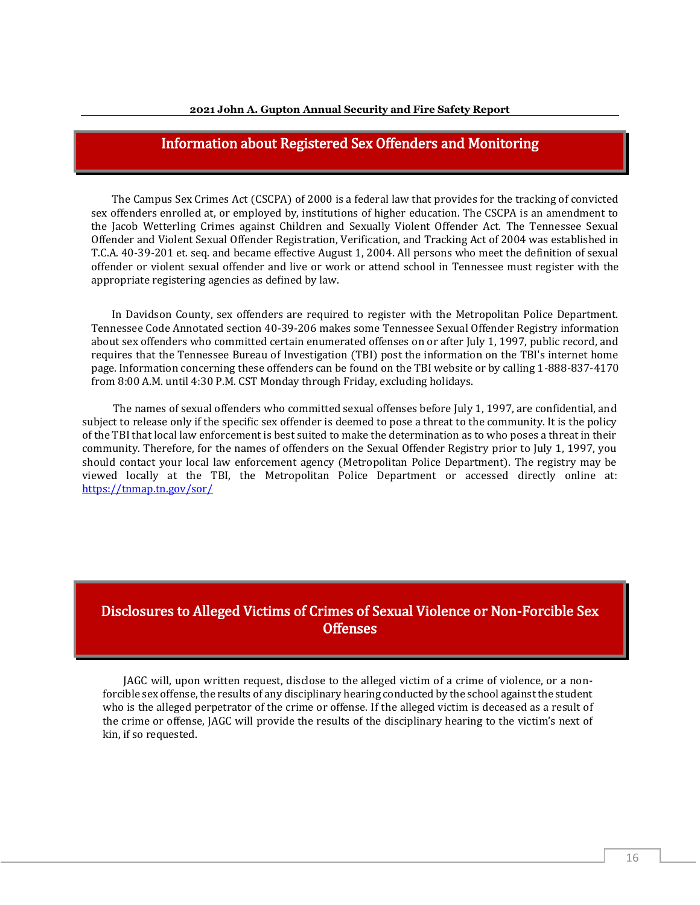## Information about Registered Sex Offenders and Monitoring

The Campus Sex Crimes Act (CSCPA) of 2000 is a federal law that provides for the tracking of convicted sex offenders enrolled at, or employed by, institutions of higher education. The CSCPA is an amendment to the Jacob Wetterling Crimes against Children and Sexually Violent Offender Act. The Tennessee Sexual Offender and Violent Sexual Offender Registration, Verification, and Tracking Act of 2004 was established in T.C.A. 40-39-201 et. seq. and became effective August 1, 2004. All persons who meet the definition of sexual offender or violent sexual offender and live or work or attend school in Tennessee must register with the appropriate registering agencies as defined by law.

In Davidson County, sex offenders are required to register with the Metropolitan Police Department. Tennessee Code Annotated section 40-39-206 makes some Tennessee Sexual Offender Registry information about sex offenders who committed certain enumerated offenses on or after July 1, 1997, public record, and requires that the Tennessee Bureau of Investigation (TBI) post the information on the TBI's internet home page. Information concerning these offenders can be found on the TBI website or by calling 1-888-837-4170 from 8:00 A.M. until 4:30 P.M. CST Monday through Friday, excluding holidays.

The names of sexual offenders who committed sexual offenses before July 1, 1997, are confidential, and subject to release only if the specific sex offender is deemed to pose a threat to the community. It is the policy of the TBI that local law enforcement is best suited to make the determination as to who poses a threat in their community. Therefore, for the names of offenders on the Sexual Offender Registry prior to July 1, 1997, you should contact your local law enforcement agency (Metropolitan Police Department). The registry may be viewed locally at the TBI, the Metropolitan Police Department or accessed directly online at: https://tnmap.tn.gov/sor/

## Disclosures to Alleged Victims of Crimes of Sexual Violence or Non-Forcible Sex Offenses

JAGC will, upon written request, disclose to the alleged victim of a crime of violence, or a non-forcible sex offense, the results of any disciplinary hearing conducted by the school against the student who is the alleged perpetrator of the crime or offense. If the alleged victim is deceased as a result of the crime or offense, JAGC will provide the results of the disciplinary hearing to the victim's next of kin, if so requested.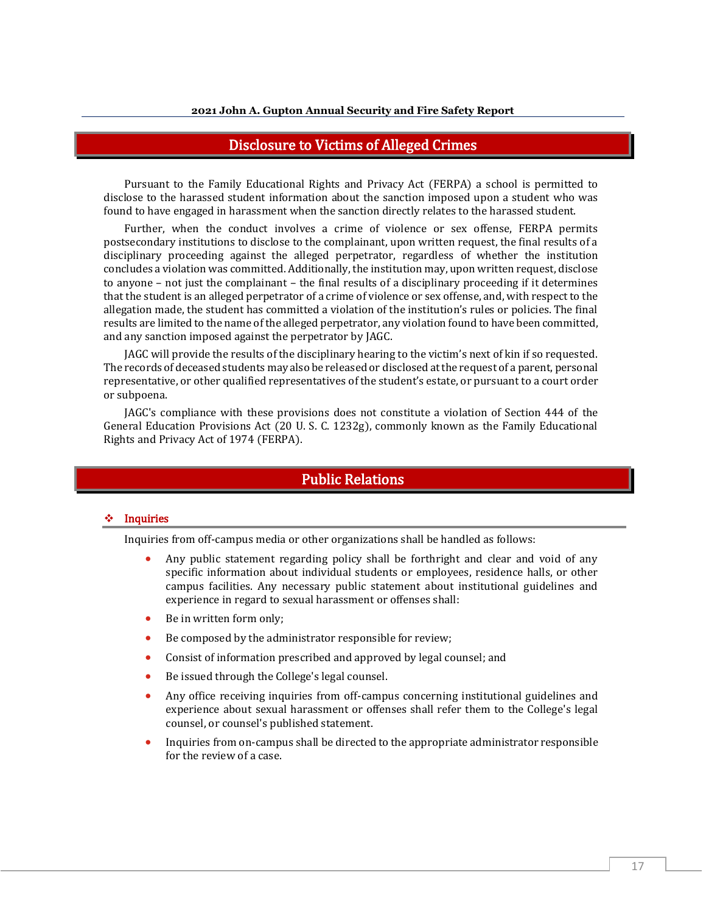## Disclosure to Victims of Alleged Crimes

Pursuant to the Family Educational Rights and Privacy Act (FERPA) a school is permitted to disclose to the harassed student information about the sanction imposed upon a student who was found to have engaged in harassment when the sanction directly relates to the harassed student.

Further, when the conduct involves a crime of violence or sex offense, FERPA permits postsecondary institutions to disclose to the complainant, upon written request, the final results of a disciplinary proceeding against the alleged perpetrator, regardless of whether the institution concludes a violation was committed. Additionally, the institution may, upon written request, disclose to anyone – not just the complainant – the final results of a disciplinary proceeding if it determines that the student is an alleged perpetrator of a crime of violence or sex offense, and, with respect to the allegation made, the student has committed a violation of the institution's rules or policies. The final results are limited to the name of the alleged perpetrator, any violation found to have been committed, and any sanction imposed against the perpetrator by JAGC.

JAGC will provide the results of the disciplinary hearing to the victim's next of kin if so requested. The records of deceased students may also be released or disclosed at the request of a parent, personal representative, or other qualified representatives of the student's estate, or pursuant to a court order or subpoena.

JAGC's compliance with these provisions does not constitute a violation of Section 444 of the General Education Provisions Act (20 U. S. C. 1232g), commonly known as the Family Educational Rights and Privacy Act of 1974 (FERPA).

## Public Relations

### Inquiries

Inquiries from off-campus media or other organizations shall be handled as follows:

- Any public statement regarding policy shall be forthright and clear and void of any specific information about individual students or employees, residence halls, or other campus facilities. Any necessary public statement about institutional guidelines and experience in regard to sexual harassment or offenses shall:
- Be in written form only;
- Be composed by the administrator responsible for review;
- Consist of information prescribed and approved by legal counsel; and
- Be issued through the College's legal counsel.
- Any office receiving inquiries from off-campus concerning institutional guidelines and experience about sexual harassment or offenses shall refer them to the College's legal counsel, or counsel's published statement.
- Inquiries from on-campus shall be directed to the appropriate administrator responsible for the review of a case.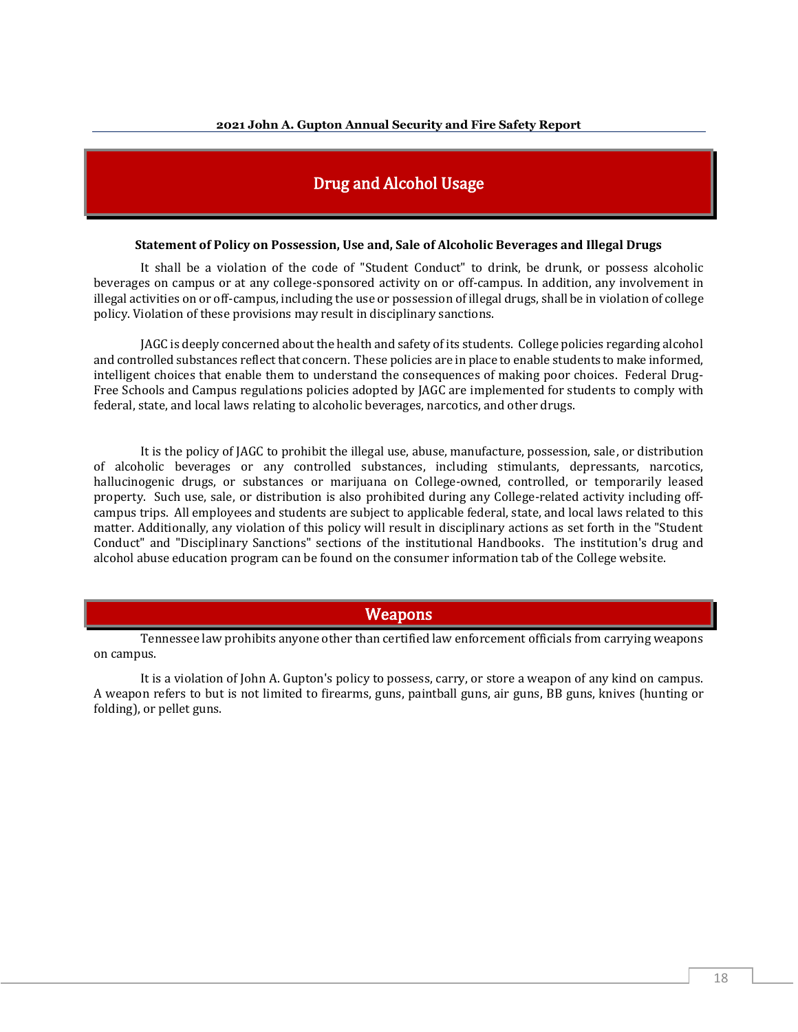## Drug and Alcohol Usage

**Statement of Policy on Possession, Use and, Sale of Alcoholic Beverages and Illegal Drugs**

It shall be a violation of the code of "Student Conduct" to drink, be drunk, or possess alcoholic beverages on campus or at any college-sponsored activity on or off-campus. In addition, any involvement in illegal activities on or off-campus, including the use or possession of illegal drugs, shall be in violation of college policy. Violation of these provisions may result in disciplinary sanctions.

JAGC is deeply concerned about the health and safety of its students. College policies regarding alcohol and controlled substances reflect that concern. These policies are in place to enable students to make informed, intelligent choices that enable them to understand the consequences of making poor choices. Federal Drug-Free Schools and Campus regulations policies adopted by JAGC are implemented for students to comply with federal, state, and local laws relating to alcoholic beverages, narcotics, and other drugs.

It is the policy of JAGC to prohibit the illegal use, abuse, manufacture, possession, sale, or distribution of alcoholic beverages or any controlled substances, including stimulants, depressants, narcotics, hallucinogenic drugs, or substances or marijuana on College-owned, controlled, or temporarily leased property. Such use, sale, or distribution is also prohibited during any College-related activity including off-campus trips. All employees and students are subject to applicable federal, state, and local laws related to this matter. Additionally, any violation of this policy will result in disciplinary actions as set forth in the "Student Conduct" and "Disciplinary Sanctions" sections of the institutional Handbooks. The institution's drug and alcohol abuse education program can be found on the consumer information tab of the College website.

## Weapons

Tennessee law prohibits anyone other than certified law enforcement officials from carrying weapons on campus.

It is a violation of John A. Gupton's policy to possess, carry, or store a weapon of any kind on campus. A weapon refers to but is not limited to firearms, guns, paintball guns, air guns, BB guns, knives (hunting or folding), or pellet guns.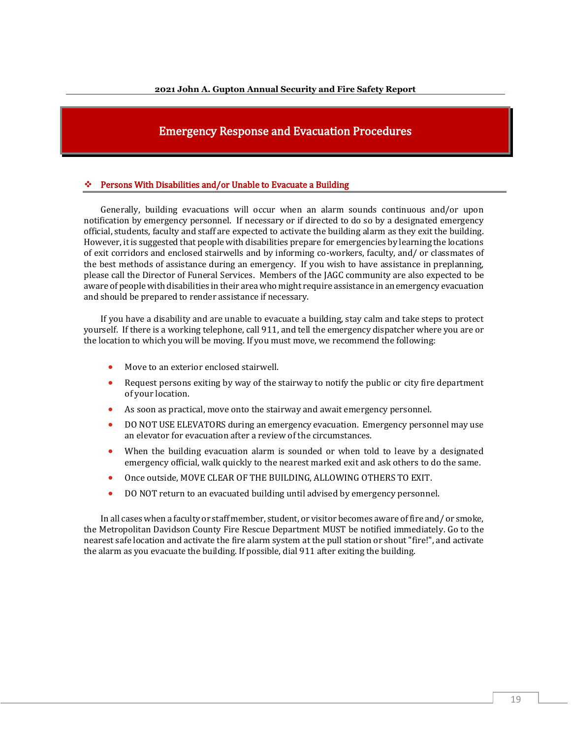# Emergency Response and Evacuation Procedures

## ❖ Persons With Disabilities and/or Unable to Evacuate a Building

Generally, building evacuations will occur when an alarm sounds continuous and/or upon notification by emergency personnel. If necessary or if directed to do so by a designated emergency official, students, faculty and staff are expected to activate the building alarm as they exit the building. However, it is suggested that people with disabilities prepare for emergencies by learning the locations of exit corridors and enclosed stairwells and by informing co-workers, faculty, and/ or classmates of the best methods of assistance during an emergency. If you wish to have assistance in preplanning, please call the Director of Funeral Services. Members of the JAGC community are also expected to be aware of people with disabilities in their area who might require assistance in an emergency evacuation and should be prepared to render assistance if necessary.

If you have a disability and are unable to evacuate a building, stay calm and take steps to protect yourself. If there is a working telephone, call 911, and tell the emergency dispatcher where you are or the location to which you will be moving. If you must move, we recommend the following:

- Move to an exterior enclosed stairwell.
- Request persons exiting by way of the stairway to notify the public or city fire department of your location.
- As soon as practical, move onto the stairway and await emergency personnel.
- DO NOT USE ELEVATORS during an emergency evacuation. Emergency personnel may use an elevator for evacuation after a review of the circumstances.
- When the building evacuation alarm is sounded or when told to leave by a designated emergency official, walk quickly to the nearest marked exit and ask others to do the same.
- Once outside, MOVE CLEAR OF THE BUILDING, ALLOWING OTHERS TO EXIT.
- DO NOT return to an evacuated building until advised by emergency personnel.

In all cases when a faculty or staff member, student, or visitor becomes aware of fire and/ or smoke, the Metropolitan Davidson County Fire Rescue Department MUST be notified immediately. Go to the nearest safe location and activate the fire alarm system at the pull station or shout "fire!", and activate the alarm as you evacuate the building. If possible, dial 911 after exiting the building.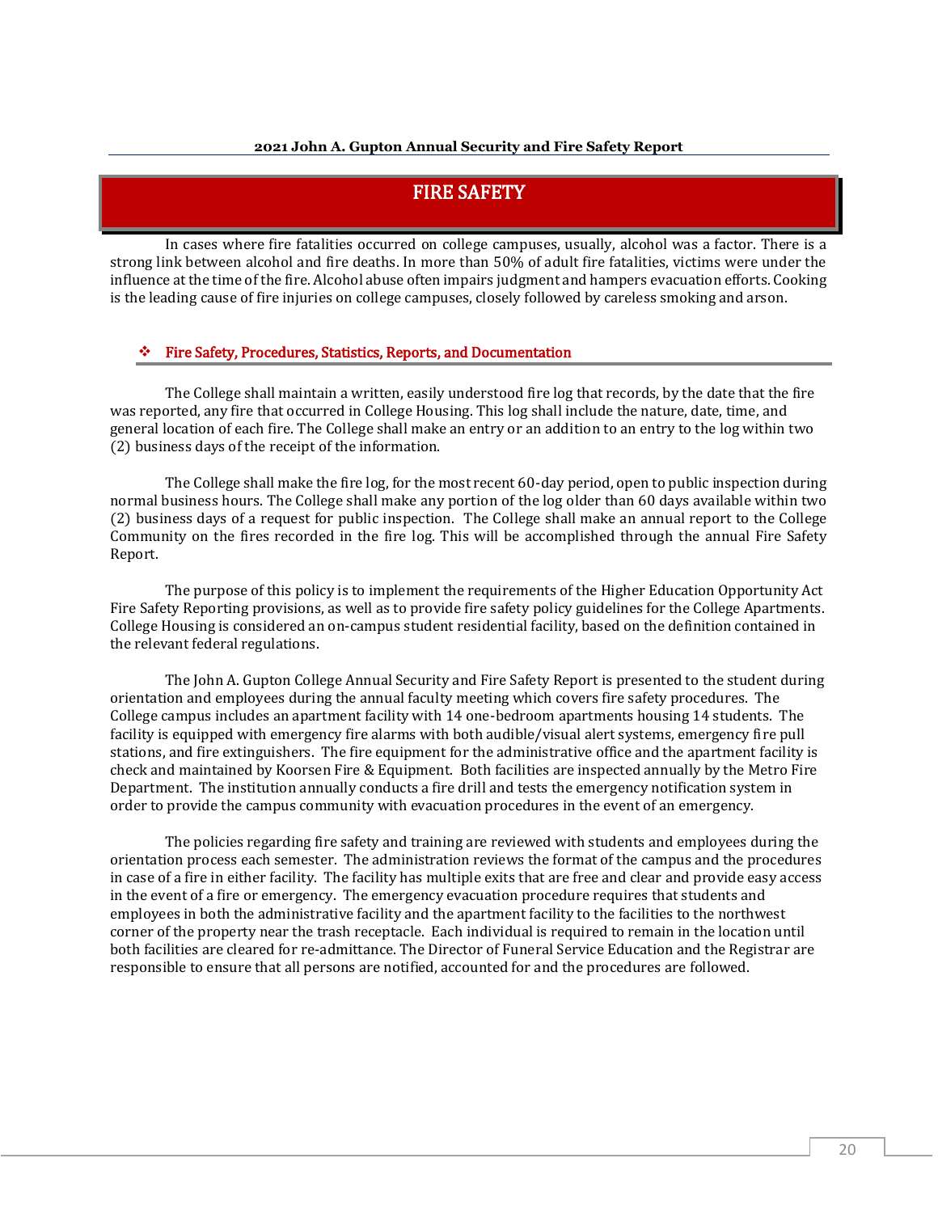# FIRE SAFETY

In cases where fire fatalities occurred on college campuses, usually, alcohol was a factor. There is a strong link between alcohol and fire deaths. In more than 50% of adult fire fatalities, victims were under the influence at the time of the fire. Alcohol abuse often impairs judgment and hampers evacuation efforts. Cooking is the leading cause of fire injuries on college campuses, closely followed by careless smoking and arson.

## Fire Safety, Procedures, Statistics, Reports, and Documentation

The College shall maintain a written, easily understood fire log that records, by the date that the fire was reported, any fire that occurred in College Housing. This log shall include the nature, date, time, and general location of each fire. The College shall make an entry or an addition to an entry to the log within two (2) business days of the receipt of the information.

The College shall make the fire log, for the most recent 60-day period, open to public inspection during normal business hours. The College shall make any portion of the log older than 60 days available within two (2) business days of a request for public inspection. The College shall make an annual report to the College Community on the fires recorded in the fire log. This will be accomplished through the annual Fire Safety Report.

The purpose of this policy is to implement the requirements of the Higher Education Opportunity Act Fire Safety Reporting provisions, as well as to provide fire safety policy guidelines for the College Apartments. College Housing is considered an on-campus student residential facility, based on the definition contained in the relevant federal regulations.

The John A. Gupton College Annual Security and Fire Safety Report is presented to the student during orientation and employees during the annual faculty meeting which covers fire safety procedures. The College campus includes an apartment facility with 14 one-bedroom apartments housing 14 students. The facility is equipped with emergency fire alarms with both audible/visual alert systems, emergency fire pull stations, and fire extinguishers. The fire equipment for the administrative office and the apartment facility is check and maintained by Koorsen Fire & Equipment. Both facilities are inspected annually by the Metro Fire Department. The institution annually conducts a fire drill and tests the emergency notification system in order to provide the campus community with evacuation procedures in the event of an emergency.

The policies regarding fire safety and training are reviewed with students and employees during the orientation process each semester. The administration reviews the format of the campus and the procedures in case of a fire in either facility. The facility has multiple exits that are free and clear and provide easy access in the event of a fire or emergency. The emergency evacuation procedure requires that students and employees in both the administrative facility and the apartment facility to the facilities to the northwest corner of the property near the trash receptacle. Each individual is required to remain in the location until both facilities are cleared for re-admittance. The Director of Funeral Service Education and the Registrar are responsible to ensure that all persons are notified, accounted for and the procedures are followed.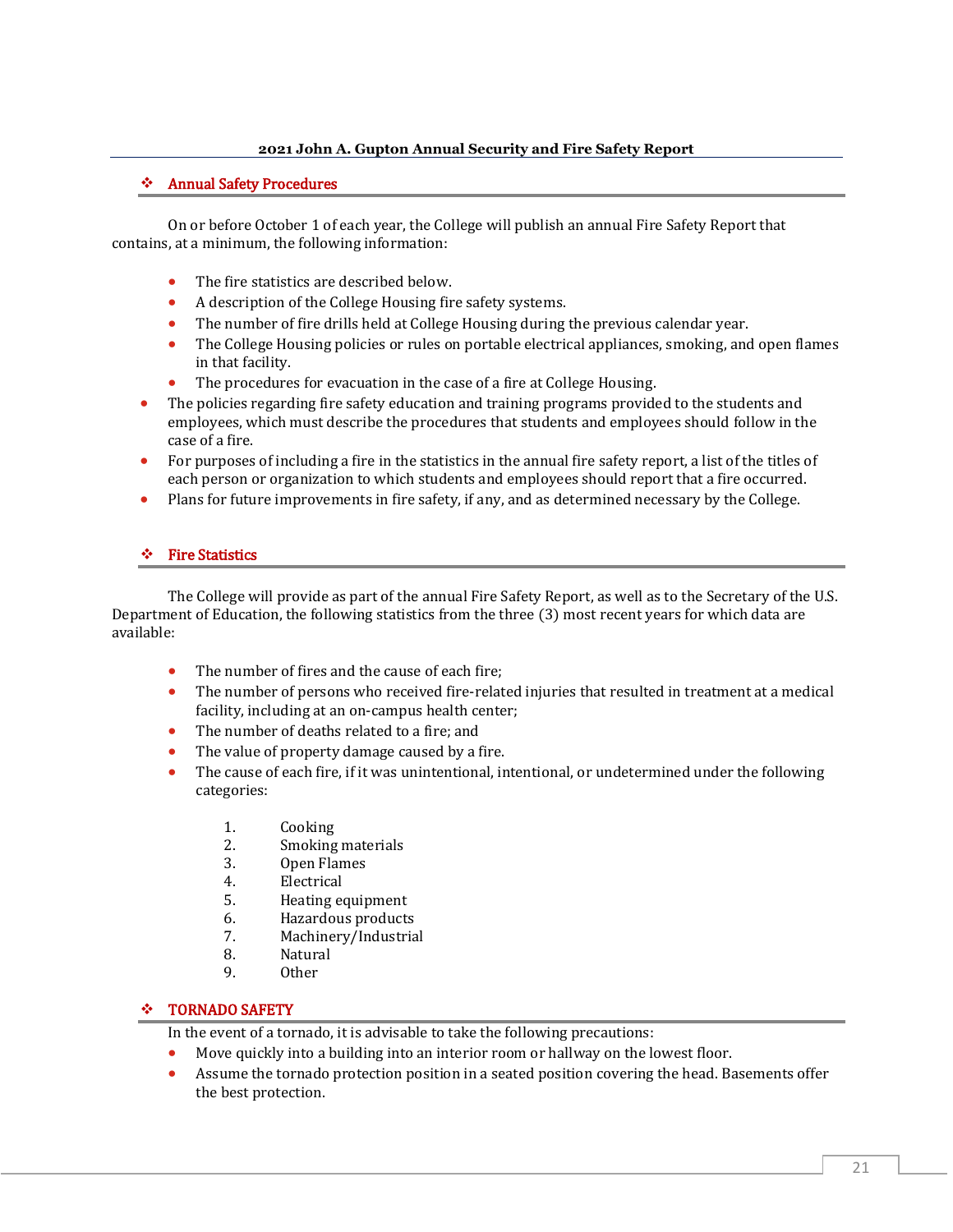## Annual Safety Procedures

On or before October 1 of each year, the College will publish an annual Fire Safety Report that contains, at a minimum, the following information:

- The fire statistics are described below.
- A description of the College Housing fire safety systems.
- The number of fire drills held at College Housing during the previous calendar year.
- The College Housing policies or rules on portable electrical appliances, smoking, and open flames in that facility.
- The procedures for evacuation in the case of a fire at College Housing.
- The policies regarding fire safety education and training programs provided to the students and employees, which must describe the procedures that students and employees should follow in the case of a fire.
- For purposes of including a fire in the statistics in the annual fire safety report, a list of the titles of each person or organization to which students and employees should report that a fire occurred.
- Plans for future improvements in fire safety, if any, and as determined necessary by the College.

## Fire Statistics

The College will provide as part of the annual Fire Safety Report, as well as to the Secretary of the U.S. Department of Education, the following statistics from the three (3) most recent years for which data are available:

- The number of fires and the cause of each fire;
- The number of persons who received fire-related injuries that resulted in treatment at a medical facility, including at an on-campus health center;
- The number of deaths related to a fire; and
- The value of property damage caused by a fire.
- The cause of each fire, if it was unintentional, intentional, or undetermined under the following categories:

  1. Cooking
  2. Smoking materials
  3. Open Flames
  4. Electrical
  5. Heating equipment
  6. Hazardous products
  7. Machinery/Industrial
  8. Natural
  9. Other

## TORNADO SAFETY

In the event of a tornado, it is advisable to take the following precautions:

- Move quickly into a building into an interior room or hallway on the lowest floor.
- Assume the tornado protection position in a seated position covering the head. Basements offer the best protection.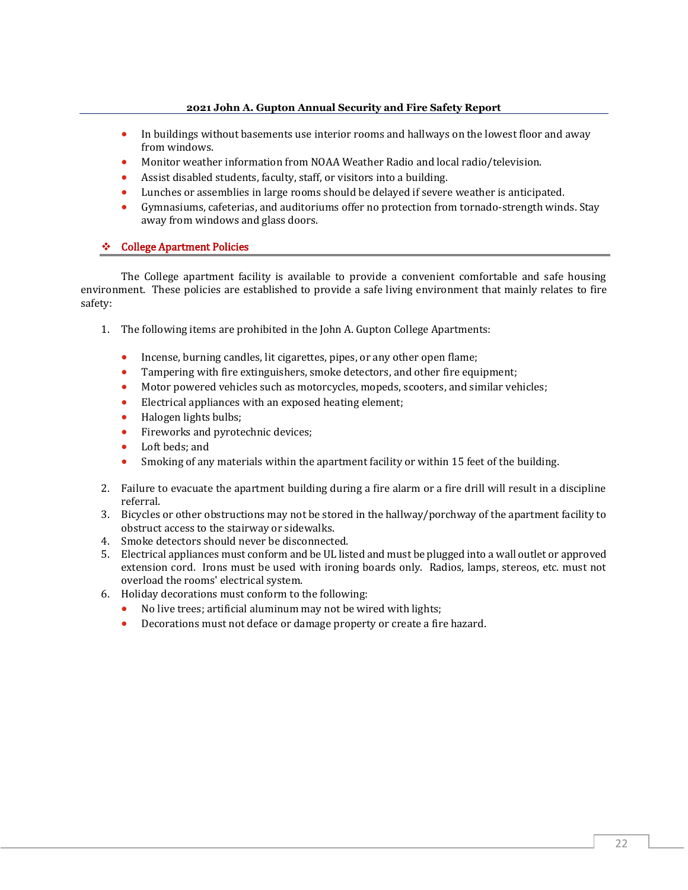- In buildings without basements use interior rooms and hallways on the lowest floor and away from windows.
- Monitor weather information from NOAA Weather Radio and local radio/television.
- Assist disabled students, faculty, staff, or visitors into a building.
- Lunches or assemblies in large rooms should be delayed if severe weather is anticipated.
- Gymnasiums, cafeterias, and auditoriums offer no protection from tornado-strength winds. Stay away from windows and glass doors.

## College Apartment Policies

The College apartment facility is available to provide a convenient comfortable and safe housing environment. These policies are established to provide a safe living environment that mainly relates to fire safety:

1. The following items are prohibited in the John A. Gupton College Apartments:

   - Incense, burning candles, lit cigarettes, pipes, or any other open flame;
   - Tampering with fire extinguishers, smoke detectors, and other fire equipment;
   - Motor powered vehicles such as motorcycles, mopeds, scooters, and similar vehicles;
   - Electrical appliances with an exposed heating element;
   - Halogen lights bulbs;
   - Fireworks and pyrotechnic devices;
   - Loft beds; and
   - Smoking of any materials within the apartment facility or within 15 feet of the building.

2. Failure to evacuate the apartment building during a fire alarm or a fire drill will result in a discipline referral.
3. Bicycles or other obstructions may not be stored in the hallway/porchway of the apartment facility to obstruct access to the stairway or sidewalks.
4. Smoke detectors should never be disconnected.
5. Electrical appliances must conform and be UL listed and must be plugged into a wall outlet or approved extension cord. Irons must be used with ironing boards only. Radios, lamps, stereos, etc. must not overload the rooms' electrical system.
6. Holiday decorations must conform to the following:
   - No live trees; artificial aluminum may not be wired with lights;
   - Decorations must not deface or damage property or create a fire hazard.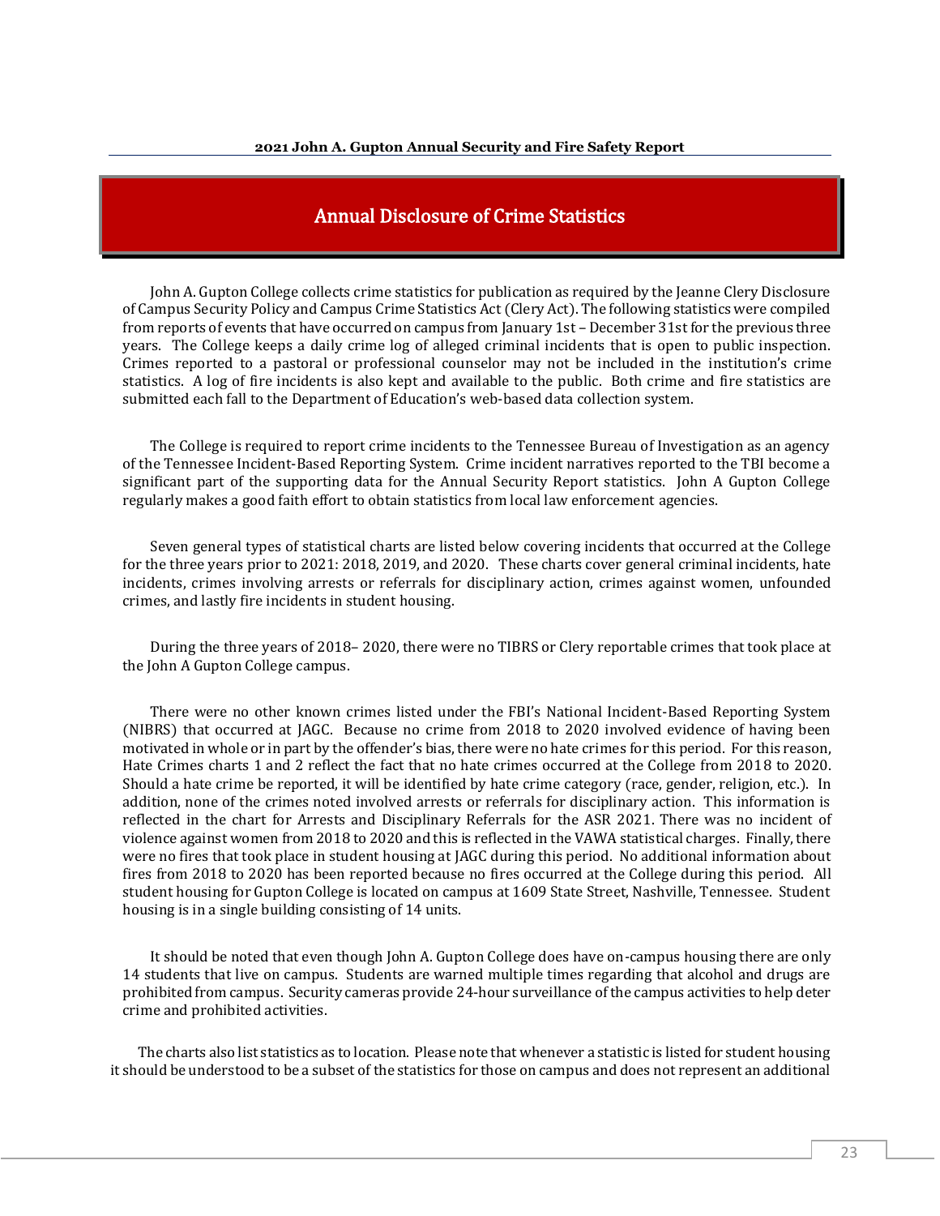## Annual Disclosure of Crime Statistics

John A. Gupton College collects crime statistics for publication as required by the Jeanne Clery Disclosure of Campus Security Policy and Campus Crime Statistics Act (Clery Act). The following statistics were compiled from reports of events that have occurred on campus from January 1st – December 31st for the previous three years. The College keeps a daily crime log of alleged criminal incidents that is open to public inspection. Crimes reported to a pastoral or professional counselor may not be included in the institution's crime statistics. A log of fire incidents is also kept and available to the public. Both crime and fire statistics are submitted each fall to the Department of Education's web-based data collection system.

The College is required to report crime incidents to the Tennessee Bureau of Investigation as an agency of the Tennessee Incident-Based Reporting System. Crime incident narratives reported to the TBI become a significant part of the supporting data for the Annual Security Report statistics. John A Gupton College regularly makes a good faith effort to obtain statistics from local law enforcement agencies.

Seven general types of statistical charts are listed below covering incidents that occurred at the College for the three years prior to 2021: 2018, 2019, and 2020. These charts cover general criminal incidents, hate incidents, crimes involving arrests or referrals for disciplinary action, crimes against women, unfounded crimes, and lastly fire incidents in student housing.

During the three years of 2018– 2020, there were no TIBRS or Clery reportable crimes that took place at the John A Gupton College campus.

There were no other known crimes listed under the FBI's National Incident-Based Reporting System (NIBRS) that occurred at JAGC. Because no crime from 2018 to 2020 involved evidence of having been motivated in whole or in part by the offender's bias, there were no hate crimes for this period. For this reason, Hate Crimes charts 1 and 2 reflect the fact that no hate crimes occurred at the College from 2018 to 2020. Should a hate crime be reported, it will be identified by hate crime category (race, gender, religion, etc.). In addition, none of the crimes noted involved arrests or referrals for disciplinary action. This information is reflected in the chart for Arrests and Disciplinary Referrals for the ASR 2021. There was no incident of violence against women from 2018 to 2020 and this is reflected in the VAWA statistical charges. Finally, there were no fires that took place in student housing at JAGC during this period. No additional information about fires from 2018 to 2020 has been reported because no fires occurred at the College during this period. All student housing for Gupton College is located on campus at 1609 State Street, Nashville, Tennessee. Student housing is in a single building consisting of 14 units.

It should be noted that even though John A. Gupton College does have on-campus housing there are only 14 students that live on campus. Students are warned multiple times regarding that alcohol and drugs are prohibited from campus. Security cameras provide 24-hour surveillance of the campus activities to help deter crime and prohibited activities.

The charts also list statistics as to location. Please note that whenever a statistic is listed for student housing it should be understood to be a subset of the statistics for those on campus and does not represent an additional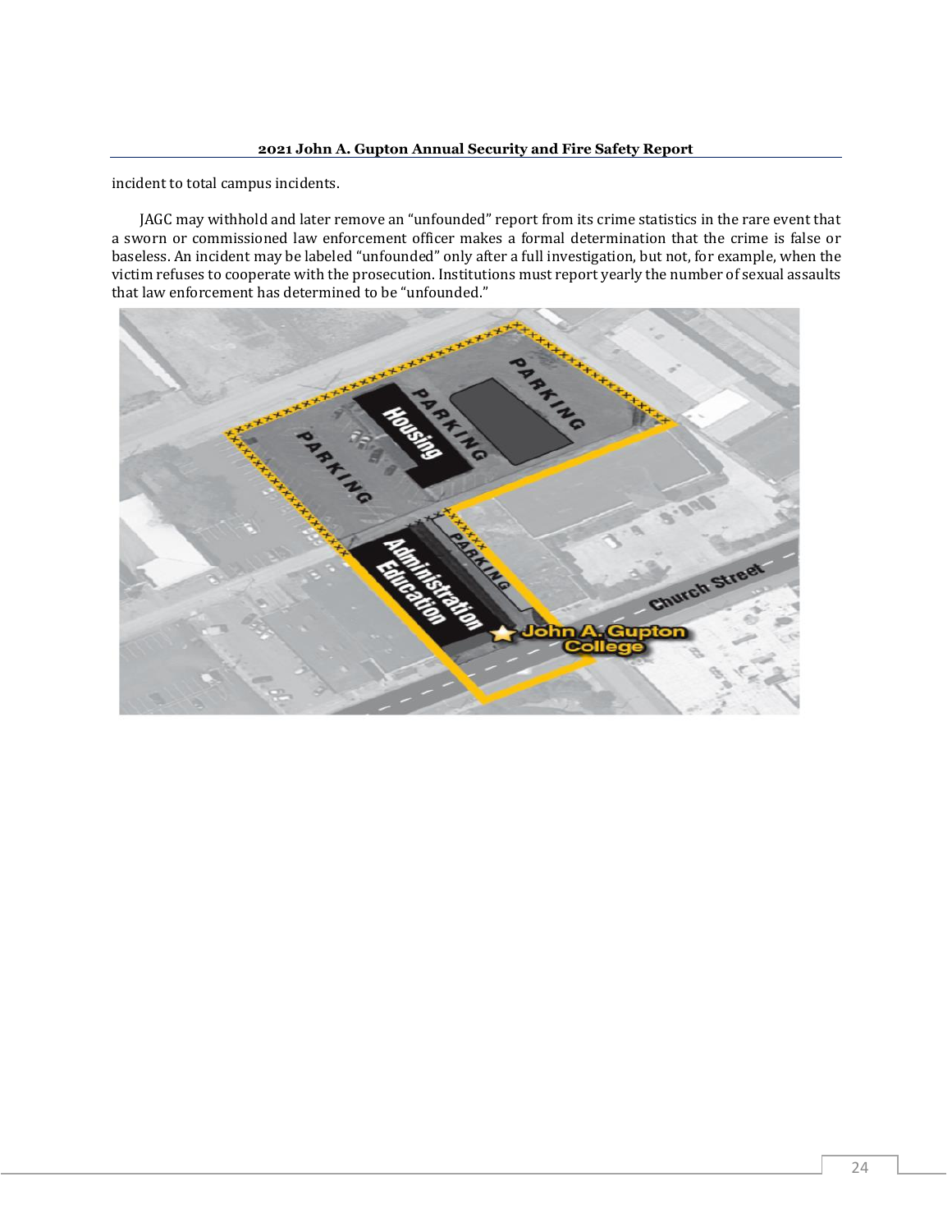incident to total campus incidents.

JAGC may withhold and later remove an "unfounded" report from its crime statistics in the rare event that a sworn or commissioned law enforcement officer makes a formal determination that the crime is false or baseless. An incident may be labeled "unfounded" only after a full investigation, but not, for example, when the victim refuses to cooperate with the prosecution. Institutions must report yearly the number of sexual assaults that law enforcement has determined to be "unfounded."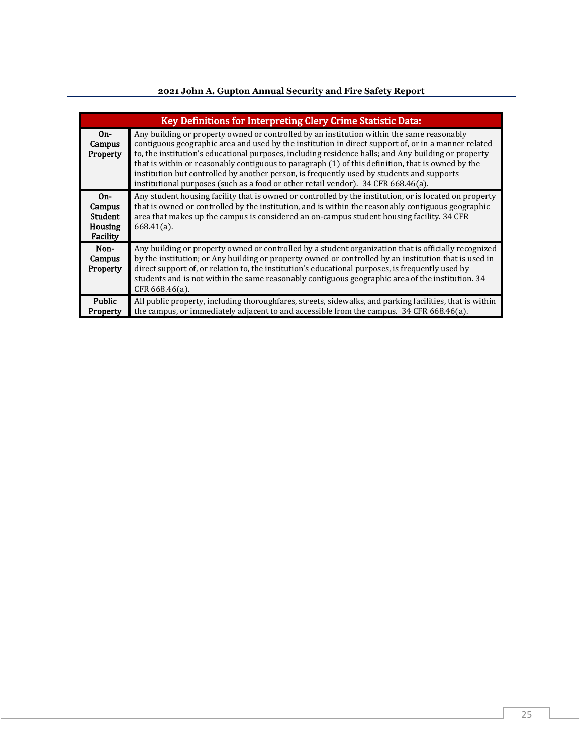| Key Definitions for Interpreting Clery Crime Statistic Data: | |
| --- | --- |
| **On-Campus Property** | Any building or property owned or controlled by an institution within the same reasonably contiguous geographic area and used by the institution in direct support of, or in a manner related to, the institution's educational purposes, including residence halls; and Any building or property that is within or reasonably contiguous to paragraph (1) of this definition, that is owned by the institution but controlled by another person, is frequently used by students and supports institutional purposes (such as a food or other retail vendor). 34 CFR 668.46(a). |
| **On-Campus Student Housing Facility** | Any student housing facility that is owned or controlled by the institution, or is located on property that is owned or controlled by the institution, and is within the reasonably contiguous geographic area that makes up the campus is considered an on-campus student housing facility. 34 CFR 668.41(a). |
| **Non-Campus Property** | Any building or property owned or controlled by a student organization that is officially recognized by the institution; or Any building or property owned or controlled by an institution that is used in direct support of, or relation to, the institution's educational purposes, is frequently used by students and is not within the same reasonably contiguous geographic area of the institution. 34 CFR 668.46(a). |
| **Public Property** | All public property, including thoroughfares, streets, sidewalks, and parking facilities, that is within the campus, or immediately adjacent to and accessible from the campus. 34 CFR 668.46(a). |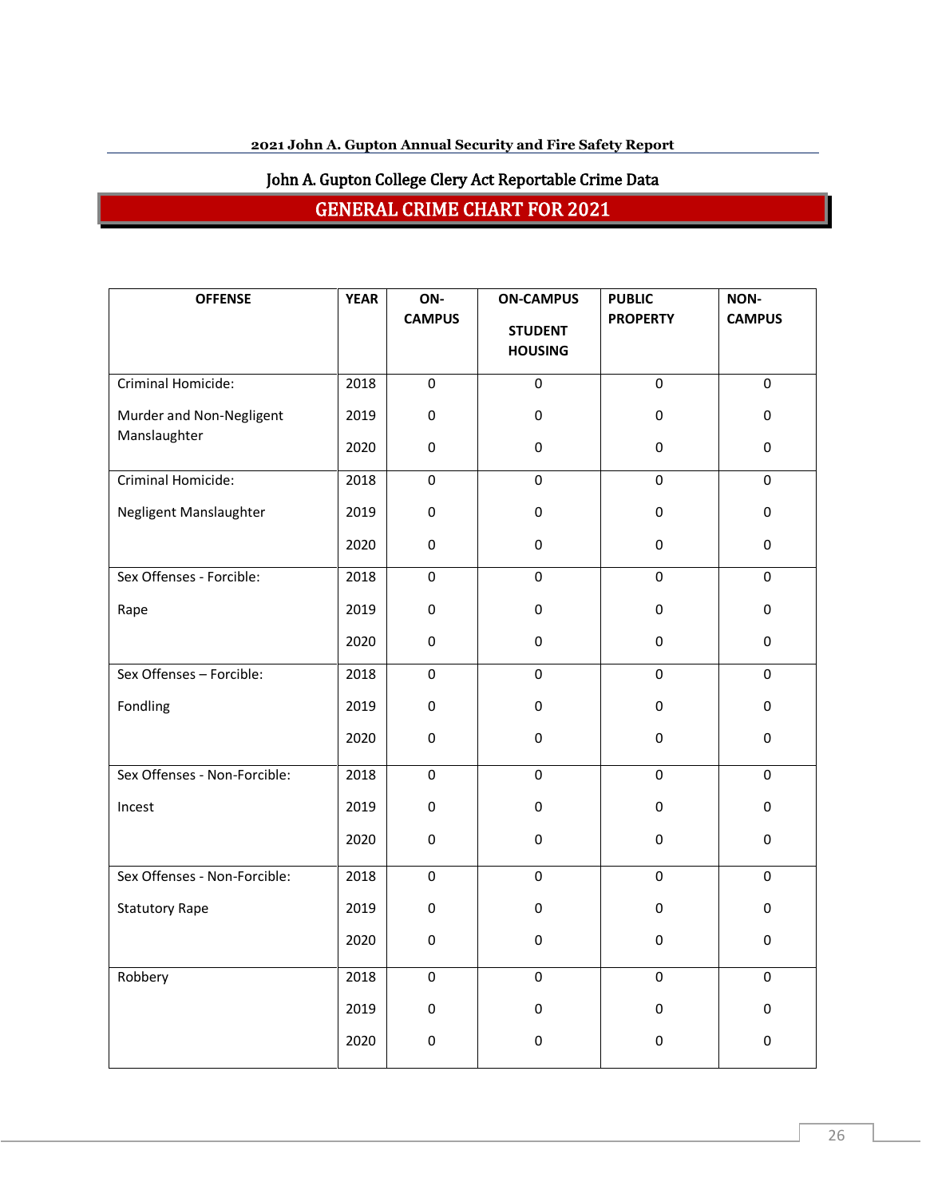## John A. Gupton College Clery Act Reportable Crime Data

## GENERAL CRIME CHART FOR 2021

| OFFENSE | YEAR | ON-CAMPUS | ON-CAMPUS STUDENT HOUSING | PUBLIC PROPERTY | NON-CAMPUS |
|---|---|---|---|---|---|
| Criminal Homicide: Murder and Non-Negligent Manslaughter | 2018 | 0 | 0 | 0 | 0 |
| | 2019 | 0 | 0 | 0 | 0 |
| | 2020 | 0 | 0 | 0 | 0 |
| Criminal Homicide: Negligent Manslaughter | 2018 | 0 | 0 | 0 | 0 |
| | 2019 | 0 | 0 | 0 | 0 |
| | 2020 | 0 | 0 | 0 | 0 |
| Sex Offenses - Forcible: Rape | 2018 | 0 | 0 | 0 | 0 |
| | 2019 | 0 | 0 | 0 | 0 |
| | 2020 | 0 | 0 | 0 | 0 |
| Sex Offenses – Forcible: Fondling | 2018 | 0 | 0 | 0 | 0 |
| | 2019 | 0 | 0 | 0 | 0 |
| | 2020 | 0 | 0 | 0 | 0 |
| Sex Offenses - Non-Forcible: Incest | 2018 | 0 | 0 | 0 | 0 |
| | 2019 | 0 | 0 | 0 | 0 |
| | 2020 | 0 | 0 | 0 | 0 |
| Sex Offenses - Non-Forcible: Statutory Rape | 2018 | 0 | 0 | 0 | 0 |
| | 2019 | 0 | 0 | 0 | 0 |
| | 2020 | 0 | 0 | 0 | 0 |
| Robbery | 2018 | 0 | 0 | 0 | 0 |
| | 2019 | 0 | 0 | 0 | 0 |
| | 2020 | 0 | 0 | 0 | 0 |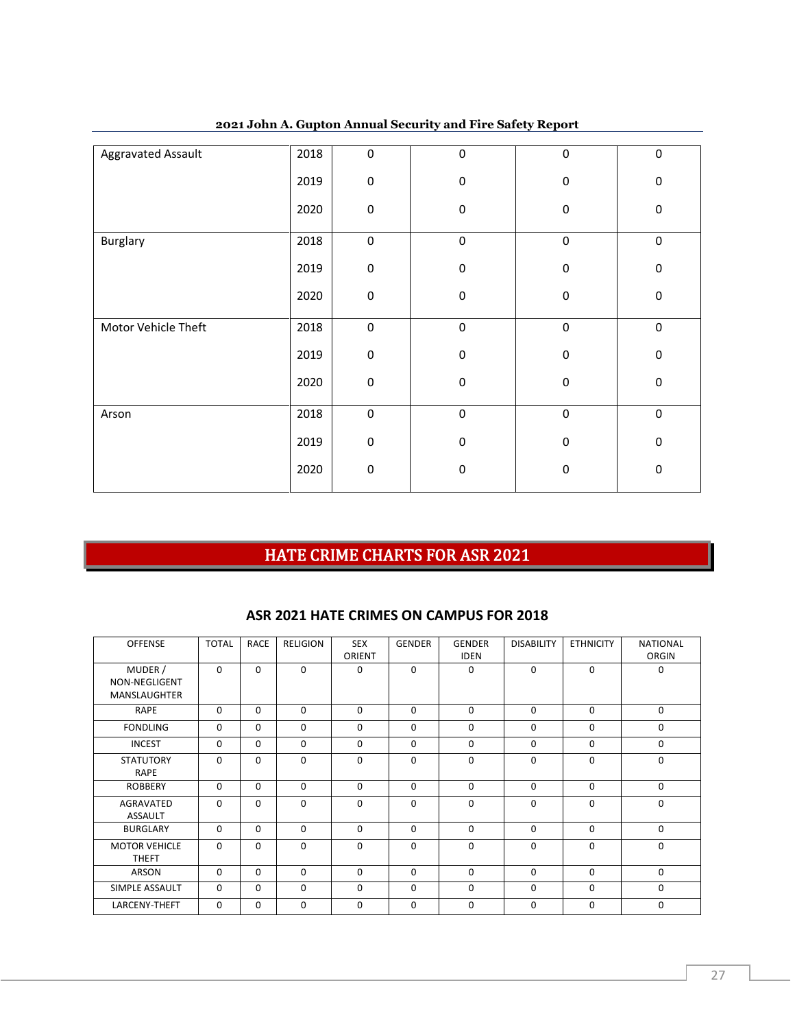| Aggravated Assault | 2018 | 0 | 0 | 0 | 0 |
|---|---|---|---|---|---|
| | 2019 | 0 | 0 | 0 | 0 |
| | 2020 | 0 | 0 | 0 | 0 |
| Burglary | 2018 | 0 | 0 | 0 | 0 |
| | 2019 | 0 | 0 | 0 | 0 |
| | 2020 | 0 | 0 | 0 | 0 |
| Motor Vehicle Theft | 2018 | 0 | 0 | 0 | 0 |
| | 2019 | 0 | 0 | 0 | 0 |
| | 2020 | 0 | 0 | 0 | 0 |
| Arson | 2018 | 0 | 0 | 0 | 0 |
| | 2019 | 0 | 0 | 0 | 0 |
| | 2020 | 0 | 0 | 0 | 0 |

# HATE CRIME CHARTS FOR ASR 2021

## ASR 2021 HATE CRIMES ON CAMPUS FOR 2018

| OFFENSE | TOTAL | RACE | RELIGION | SEX ORIENT | GENDER | GENDER IDEN | DISABILITY | ETHNICITY | NATIONAL ORGIN |
|---|---|---|---|---|---|---|---|---|---|
| MUDER / NON-NEGLIGENT MANSLAUGHTER | 0 | 0 | 0 | 0 | 0 | 0 | 0 | 0 | 0 |
| RAPE | 0 | 0 | 0 | 0 | 0 | 0 | 0 | 0 | 0 |
| FONDLING | 0 | 0 | 0 | 0 | 0 | 0 | 0 | 0 | 0 |
| INCEST | 0 | 0 | 0 | 0 | 0 | 0 | 0 | 0 | 0 |
| STATUTORY RAPE | 0 | 0 | 0 | 0 | 0 | 0 | 0 | 0 | 0 |
| ROBBERY | 0 | 0 | 0 | 0 | 0 | 0 | 0 | 0 | 0 |
| AGRAVATED ASSAULT | 0 | 0 | 0 | 0 | 0 | 0 | 0 | 0 | 0 |
| BURGLARY | 0 | 0 | 0 | 0 | 0 | 0 | 0 | 0 | 0 |
| MOTOR VEHICLE THEFT | 0 | 0 | 0 | 0 | 0 | 0 | 0 | 0 | 0 |
| ARSON | 0 | 0 | 0 | 0 | 0 | 0 | 0 | 0 | 0 |
| SIMPLE ASSAULT | 0 | 0 | 0 | 0 | 0 | 0 | 0 | 0 | 0 |
| LARCENY-THEFT | 0 | 0 | 0 | 0 | 0 | 0 | 0 | 0 | 0 |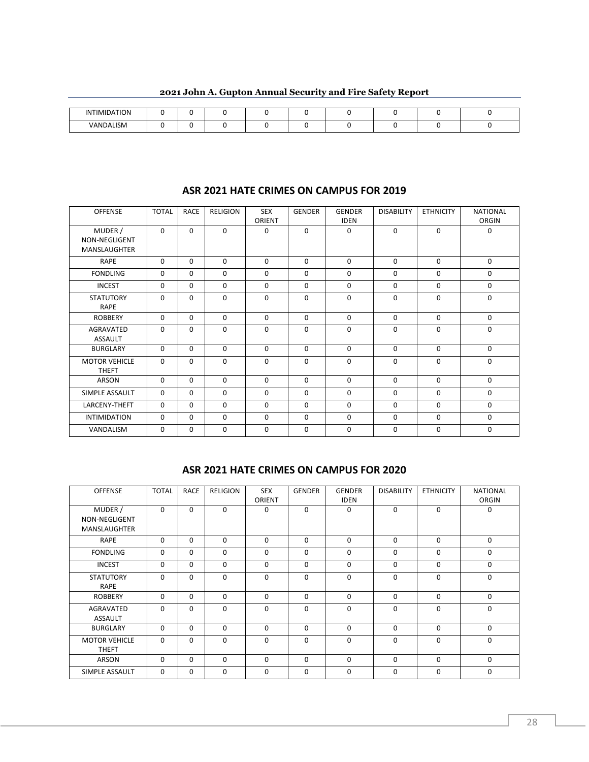| INTIMIDATION | 0 | 0 | 0 | 0 | 0 | 0 | 0 | 0 | 0 |
|---|---|---|---|---|---|---|---|---|---|
| VANDALISM | 0 | 0 | 0 | 0 | 0 | 0 | 0 | 0 | 0 |

## ASR 2021 HATE CRIMES ON CAMPUS FOR 2019

| OFFENSE | TOTAL | RACE | RELIGION | SEX ORIENT | GENDER | GENDER IDEN | DISABILITY | ETHNICITY | NATIONAL ORGIN |
|---|---|---|---|---|---|---|---|---|---|
| MUDER / NON-NEGLIGENT MANSLAUGHTER | 0 | 0 | 0 | 0 | 0 | 0 | 0 | 0 | 0 |
| RAPE | 0 | 0 | 0 | 0 | 0 | 0 | 0 | 0 | 0 |
| FONDLING | 0 | 0 | 0 | 0 | 0 | 0 | 0 | 0 | 0 |
| INCEST | 0 | 0 | 0 | 0 | 0 | 0 | 0 | 0 | 0 |
| STATUTORY RAPE | 0 | 0 | 0 | 0 | 0 | 0 | 0 | 0 | 0 |
| ROBBERY | 0 | 0 | 0 | 0 | 0 | 0 | 0 | 0 | 0 |
| AGRAVATED ASSAULT | 0 | 0 | 0 | 0 | 0 | 0 | 0 | 0 | 0 |
| BURGLARY | 0 | 0 | 0 | 0 | 0 | 0 | 0 | 0 | 0 |
| MOTOR VEHICLE THEFT | 0 | 0 | 0 | 0 | 0 | 0 | 0 | 0 | 0 |
| ARSON | 0 | 0 | 0 | 0 | 0 | 0 | 0 | 0 | 0 |
| SIMPLE ASSAULT | 0 | 0 | 0 | 0 | 0 | 0 | 0 | 0 | 0 |
| LARCENY-THEFT | 0 | 0 | 0 | 0 | 0 | 0 | 0 | 0 | 0 |
| INTIMIDATION | 0 | 0 | 0 | 0 | 0 | 0 | 0 | 0 | 0 |
| VANDALISM | 0 | 0 | 0 | 0 | 0 | 0 | 0 | 0 | 0 |

## ASR 2021 HATE CRIMES ON CAMPUS FOR 2020

| OFFENSE | TOTAL | RACE | RELIGION | SEX ORIENT | GENDER | GENDER IDEN | DISABILITY | ETHNICITY | NATIONAL ORGIN |
|---|---|---|---|---|---|---|---|---|---|
| MUDER / NON-NEGLIGENT MANSLAUGHTER | 0 | 0 | 0 | 0 | 0 | 0 | 0 | 0 | 0 |
| RAPE | 0 | 0 | 0 | 0 | 0 | 0 | 0 | 0 | 0 |
| FONDLING | 0 | 0 | 0 | 0 | 0 | 0 | 0 | 0 | 0 |
| INCEST | 0 | 0 | 0 | 0 | 0 | 0 | 0 | 0 | 0 |
| STATUTORY RAPE | 0 | 0 | 0 | 0 | 0 | 0 | 0 | 0 | 0 |
| ROBBERY | 0 | 0 | 0 | 0 | 0 | 0 | 0 | 0 | 0 |
| AGRAVATED ASSAULT | 0 | 0 | 0 | 0 | 0 | 0 | 0 | 0 | 0 |
| BURGLARY | 0 | 0 | 0 | 0 | 0 | 0 | 0 | 0 | 0 |
| MOTOR VEHICLE THEFT | 0 | 0 | 0 | 0 | 0 | 0 | 0 | 0 | 0 |
| ARSON | 0 | 0 | 0 | 0 | 0 | 0 | 0 | 0 | 0 |
| SIMPLE ASSAULT | 0 | 0 | 0 | 0 | 0 | 0 | 0 | 0 | 0 |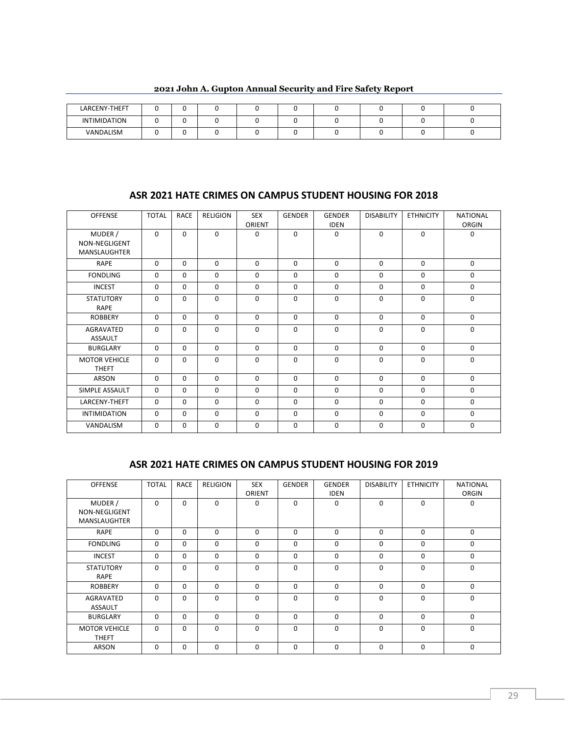| LARCENY-THEFT | 0 | 0 | 0 | 0 | 0 | 0 | 0 | 0 | 0 |
|---|---|---|---|---|---|---|---|---|---|
| INTIMIDATION | 0 | 0 | 0 | 0 | 0 | 0 | 0 | 0 | 0 |
| VANDALISM | 0 | 0 | 0 | 0 | 0 | 0 | 0 | 0 | 0 |

## ASR 2021 HATE CRIMES ON CAMPUS STUDENT HOUSING FOR 2018

| OFFENSE | TOTAL | RACE | RELIGION | SEX ORIENT | GENDER | GENDER IDEN | DISABILITY | ETHNICITY | NATIONAL ORGIN |
|---|---|---|---|---|---|---|---|---|---|
| MUDER / NON-NEGLIGENT MANSLAUGHTER | 0 | 0 | 0 | 0 | 0 | 0 | 0 | 0 | 0 |
| RAPE | 0 | 0 | 0 | 0 | 0 | 0 | 0 | 0 | 0 |
| FONDLING | 0 | 0 | 0 | 0 | 0 | 0 | 0 | 0 | 0 |
| INCEST | 0 | 0 | 0 | 0 | 0 | 0 | 0 | 0 | 0 |
| STATUTORY RAPE | 0 | 0 | 0 | 0 | 0 | 0 | 0 | 0 | 0 |
| ROBBERY | 0 | 0 | 0 | 0 | 0 | 0 | 0 | 0 | 0 |
| AGRAVATED ASSAULT | 0 | 0 | 0 | 0 | 0 | 0 | 0 | 0 | 0 |
| BURGLARY | 0 | 0 | 0 | 0 | 0 | 0 | 0 | 0 | 0 |
| MOTOR VEHICLE THEFT | 0 | 0 | 0 | 0 | 0 | 0 | 0 | 0 | 0 |
| ARSON | 0 | 0 | 0 | 0 | 0 | 0 | 0 | 0 | 0 |
| SIMPLE ASSAULT | 0 | 0 | 0 | 0 | 0 | 0 | 0 | 0 | 0 |
| LARCENY-THEFT | 0 | 0 | 0 | 0 | 0 | 0 | 0 | 0 | 0 |
| INTIMIDATION | 0 | 0 | 0 | 0 | 0 | 0 | 0 | 0 | 0 |
| VANDALISM | 0 | 0 | 0 | 0 | 0 | 0 | 0 | 0 | 0 |

## ASR 2021 HATE CRIMES ON CAMPUS STUDENT HOUSING FOR 2019

| OFFENSE | TOTAL | RACE | RELIGION | SEX ORIENT | GENDER | GENDER IDEN | DISABILITY | ETHNICITY | NATIONAL ORGIN |
|---|---|---|---|---|---|---|---|---|---|
| MUDER / NON-NEGLIGENT MANSLAUGHTER | 0 | 0 | 0 | 0 | 0 | 0 | 0 | 0 | 0 |
| RAPE | 0 | 0 | 0 | 0 | 0 | 0 | 0 | 0 | 0 |
| FONDLING | 0 | 0 | 0 | 0 | 0 | 0 | 0 | 0 | 0 |
| INCEST | 0 | 0 | 0 | 0 | 0 | 0 | 0 | 0 | 0 |
| STATUTORY RAPE | 0 | 0 | 0 | 0 | 0 | 0 | 0 | 0 | 0 |
| ROBBERY | 0 | 0 | 0 | 0 | 0 | 0 | 0 | 0 | 0 |
| AGRAVATED ASSAULT | 0 | 0 | 0 | 0 | 0 | 0 | 0 | 0 | 0 |
| BURGLARY | 0 | 0 | 0 | 0 | 0 | 0 | 0 | 0 | 0 |
| MOTOR VEHICLE THEFT | 0 | 0 | 0 | 0 | 0 | 0 | 0 | 0 | 0 |
| ARSON | 0 | 0 | 0 | 0 | 0 | 0 | 0 | 0 | 0 |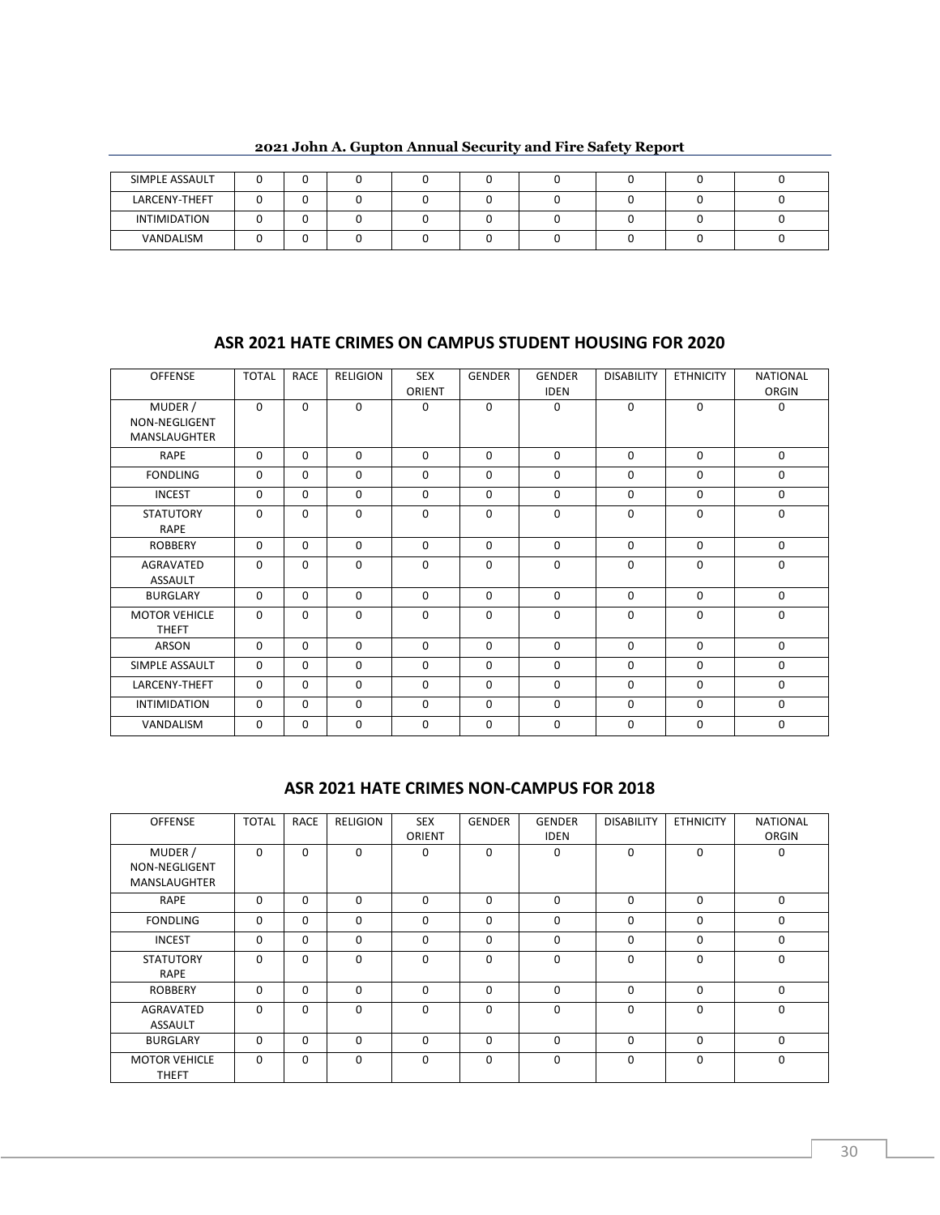| SIMPLE ASSAULT | 0 | 0 | 0 | 0 | 0 | 0 | 0 | 0 | 0 |
|---|---|---|---|---|---|---|---|---|---|
| LARCENY-THEFT | 0 | 0 | 0 | 0 | 0 | 0 | 0 | 0 | 0 |
| INTIMIDATION | 0 | 0 | 0 | 0 | 0 | 0 | 0 | 0 | 0 |
| VANDALISM | 0 | 0 | 0 | 0 | 0 | 0 | 0 | 0 | 0 |

## ASR 2021 HATE CRIMES ON CAMPUS STUDENT HOUSING FOR 2020

| OFFENSE | TOTAL | RACE | RELIGION | SEX ORIENT | GENDER | GENDER IDEN | DISABILITY | ETHNICITY | NATIONAL ORGIN |
|---|---|---|---|---|---|---|---|---|---|
| MUDER / NON-NEGLIGENT MANSLAUGHTER | 0 | 0 | 0 | 0 | 0 | 0 | 0 | 0 | 0 |
| RAPE | 0 | 0 | 0 | 0 | 0 | 0 | 0 | 0 | 0 |
| FONDLING | 0 | 0 | 0 | 0 | 0 | 0 | 0 | 0 | 0 |
| INCEST | 0 | 0 | 0 | 0 | 0 | 0 | 0 | 0 | 0 |
| STATUTORY RAPE | 0 | 0 | 0 | 0 | 0 | 0 | 0 | 0 | 0 |
| ROBBERY | 0 | 0 | 0 | 0 | 0 | 0 | 0 | 0 | 0 |
| AGRAVATED ASSAULT | 0 | 0 | 0 | 0 | 0 | 0 | 0 | 0 | 0 |
| BURGLARY | 0 | 0 | 0 | 0 | 0 | 0 | 0 | 0 | 0 |
| MOTOR VEHICLE THEFT | 0 | 0 | 0 | 0 | 0 | 0 | 0 | 0 | 0 |
| ARSON | 0 | 0 | 0 | 0 | 0 | 0 | 0 | 0 | 0 |
| SIMPLE ASSAULT | 0 | 0 | 0 | 0 | 0 | 0 | 0 | 0 | 0 |
| LARCENY-THEFT | 0 | 0 | 0 | 0 | 0 | 0 | 0 | 0 | 0 |
| INTIMIDATION | 0 | 0 | 0 | 0 | 0 | 0 | 0 | 0 | 0 |
| VANDALISM | 0 | 0 | 0 | 0 | 0 | 0 | 0 | 0 | 0 |

## ASR 2021 HATE CRIMES NON-CAMPUS FOR 2018

| OFFENSE | TOTAL | RACE | RELIGION | SEX ORIENT | GENDER | GENDER IDEN | DISABILITY | ETHNICITY | NATIONAL ORGIN |
|---|---|---|---|---|---|---|---|---|---|
| MUDER / NON-NEGLIGENT MANSLAUGHTER | 0 | 0 | 0 | 0 | 0 | 0 | 0 | 0 | 0 |
| RAPE | 0 | 0 | 0 | 0 | 0 | 0 | 0 | 0 | 0 |
| FONDLING | 0 | 0 | 0 | 0 | 0 | 0 | 0 | 0 | 0 |
| INCEST | 0 | 0 | 0 | 0 | 0 | 0 | 0 | 0 | 0 |
| STATUTORY RAPE | 0 | 0 | 0 | 0 | 0 | 0 | 0 | 0 | 0 |
| ROBBERY | 0 | 0 | 0 | 0 | 0 | 0 | 0 | 0 | 0 |
| AGRAVATED ASSAULT | 0 | 0 | 0 | 0 | 0 | 0 | 0 | 0 | 0 |
| BURGLARY | 0 | 0 | 0 | 0 | 0 | 0 | 0 | 0 | 0 |
| MOTOR VEHICLE THEFT | 0 | 0 | 0 | 0 | 0 | 0 | 0 | 0 | 0 |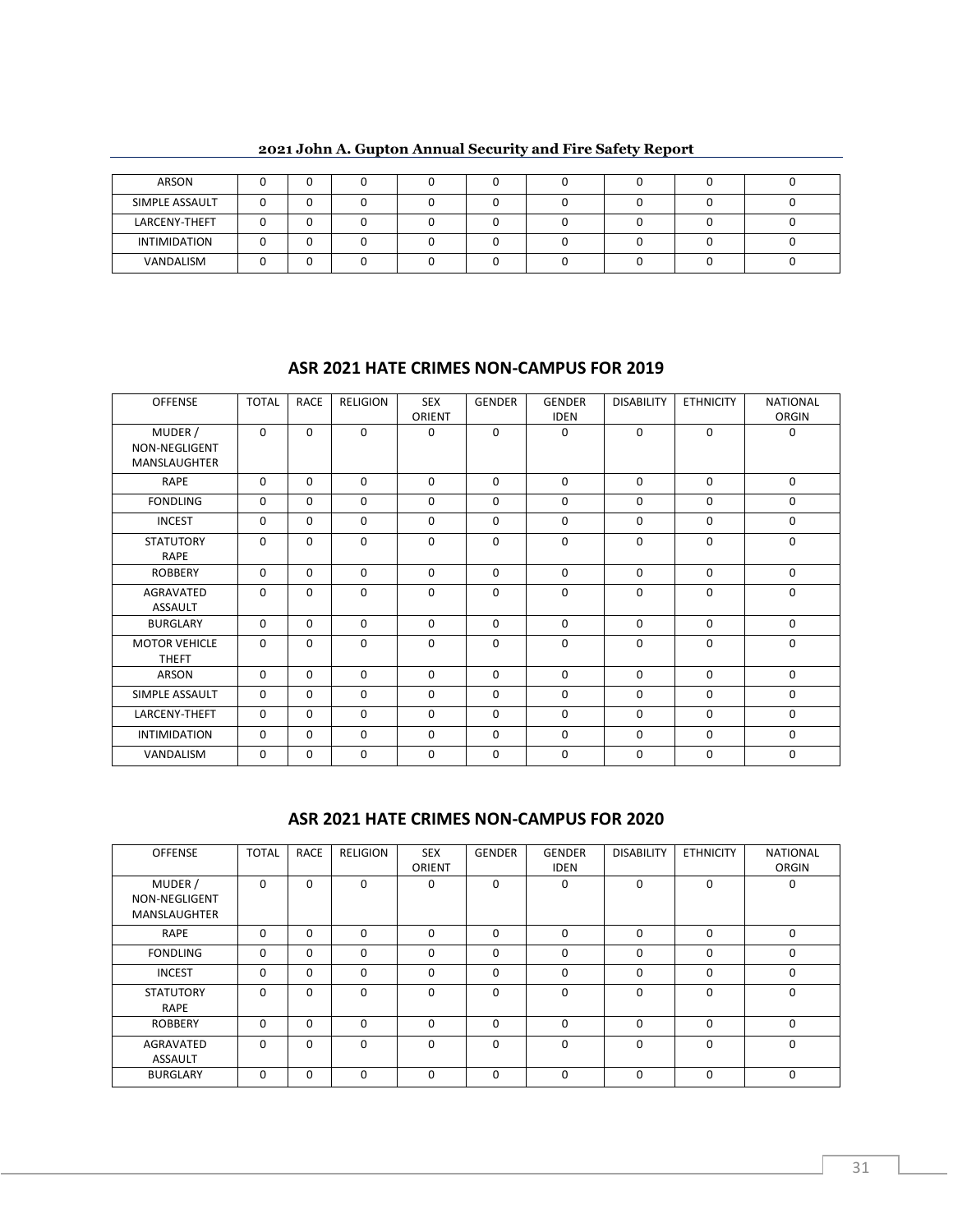| | | | | | | | | | |
|---|---|---|---|---|---|---|---|---|---|
| ARSON | 0 | 0 | 0 | 0 | 0 | 0 | 0 | 0 | 0 |
| SIMPLE ASSAULT | 0 | 0 | 0 | 0 | 0 | 0 | 0 | 0 | 0 |
| LARCENY-THEFT | 0 | 0 | 0 | 0 | 0 | 0 | 0 | 0 | 0 |
| INTIMIDATION | 0 | 0 | 0 | 0 | 0 | 0 | 0 | 0 | 0 |
| VANDALISM | 0 | 0 | 0 | 0 | 0 | 0 | 0 | 0 | 0 |

## ASR 2021 HATE CRIMES NON-CAMPUS FOR 2019

| OFFENSE | TOTAL | RACE | RELIGION | SEX ORIENT | GENDER | GENDER IDEN | DISABILITY | ETHNICITY | NATIONAL ORGIN |
|---|---|---|---|---|---|---|---|---|---|
| MUDER / NON-NEGLIGENT MANSLAUGHTER | 0 | 0 | 0 | 0 | 0 | 0 | 0 | 0 | 0 |
| RAPE | 0 | 0 | 0 | 0 | 0 | 0 | 0 | 0 | 0 |
| FONDLING | 0 | 0 | 0 | 0 | 0 | 0 | 0 | 0 | 0 |
| INCEST | 0 | 0 | 0 | 0 | 0 | 0 | 0 | 0 | 0 |
| STATUTORY RAPE | 0 | 0 | 0 | 0 | 0 | 0 | 0 | 0 | 0 |
| ROBBERY | 0 | 0 | 0 | 0 | 0 | 0 | 0 | 0 | 0 |
| AGRAVATED ASSAULT | 0 | 0 | 0 | 0 | 0 | 0 | 0 | 0 | 0 |
| BURGLARY | 0 | 0 | 0 | 0 | 0 | 0 | 0 | 0 | 0 |
| MOTOR VEHICLE THEFT | 0 | 0 | 0 | 0 | 0 | 0 | 0 | 0 | 0 |
| ARSON | 0 | 0 | 0 | 0 | 0 | 0 | 0 | 0 | 0 |
| SIMPLE ASSAULT | 0 | 0 | 0 | 0 | 0 | 0 | 0 | 0 | 0 |
| LARCENY-THEFT | 0 | 0 | 0 | 0 | 0 | 0 | 0 | 0 | 0 |
| INTIMIDATION | 0 | 0 | 0 | 0 | 0 | 0 | 0 | 0 | 0 |
| VANDALISM | 0 | 0 | 0 | 0 | 0 | 0 | 0 | 0 | 0 |

## ASR 2021 HATE CRIMES NON-CAMPUS FOR 2020

| OFFENSE | TOTAL | RACE | RELIGION | SEX ORIENT | GENDER | GENDER IDEN | DISABILITY | ETHNICITY | NATIONAL ORGIN |
|---|---|---|---|---|---|---|---|---|---|
| MUDER / NON-NEGLIGENT MANSLAUGHTER | 0 | 0 | 0 | 0 | 0 | 0 | 0 | 0 | 0 |
| RAPE | 0 | 0 | 0 | 0 | 0 | 0 | 0 | 0 | 0 |
| FONDLING | 0 | 0 | 0 | 0 | 0 | 0 | 0 | 0 | 0 |
| INCEST | 0 | 0 | 0 | 0 | 0 | 0 | 0 | 0 | 0 |
| STATUTORY RAPE | 0 | 0 | 0 | 0 | 0 | 0 | 0 | 0 | 0 |
| ROBBERY | 0 | 0 | 0 | 0 | 0 | 0 | 0 | 0 | 0 |
| AGRAVATED ASSAULT | 0 | 0 | 0 | 0 | 0 | 0 | 0 | 0 | 0 |
| BURGLARY | 0 | 0 | 0 | 0 | 0 | 0 | 0 | 0 | 0 |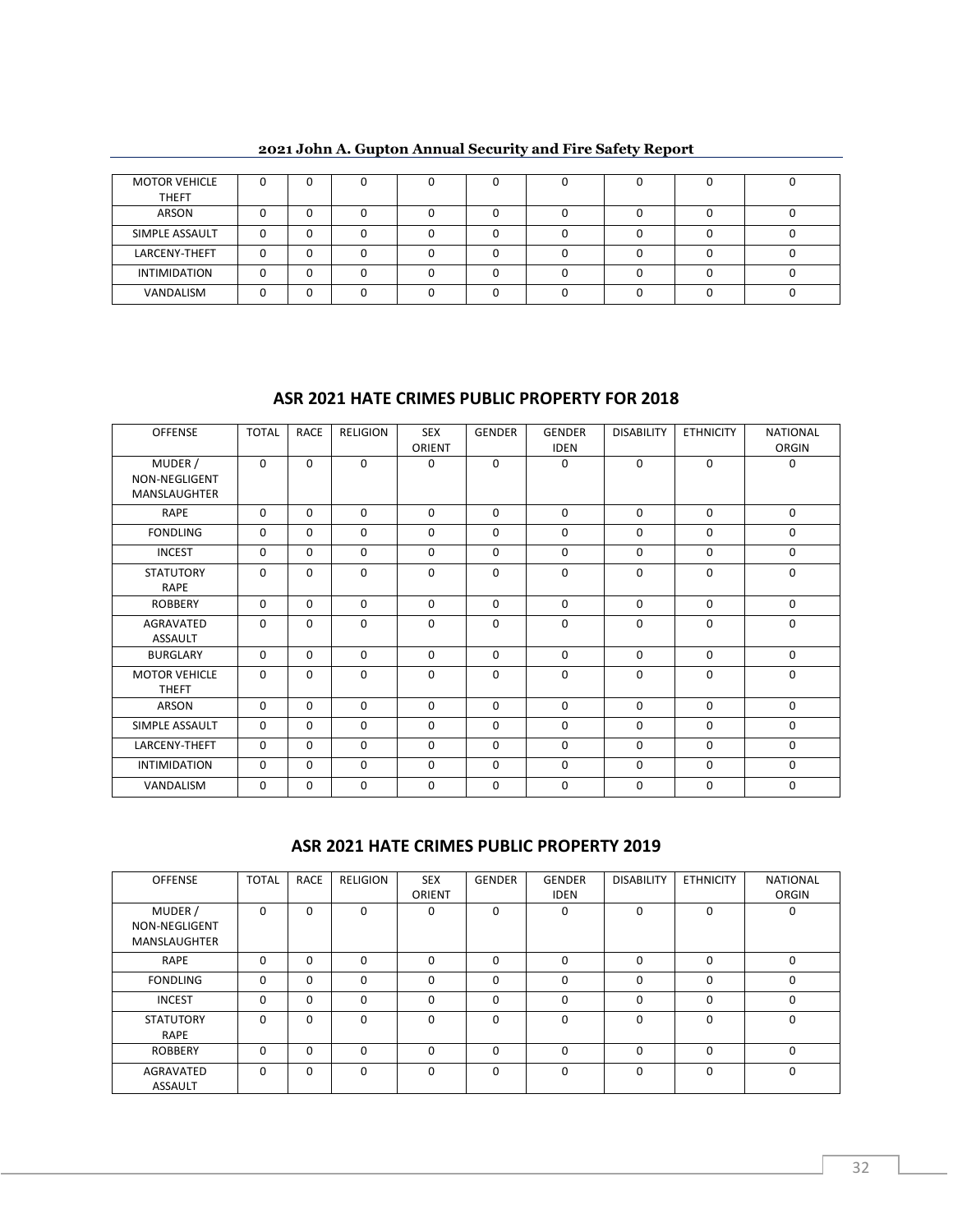| MOTOR VEHICLE THEFT | 0 | 0 | 0 | 0 | 0 | 0 | 0 | 0 | 0 |
|---|---|---|---|---|---|---|---|---|---|
| ARSON | 0 | 0 | 0 | 0 | 0 | 0 | 0 | 0 | 0 |
| SIMPLE ASSAULT | 0 | 0 | 0 | 0 | 0 | 0 | 0 | 0 | 0 |
| LARCENY-THEFT | 0 | 0 | 0 | 0 | 0 | 0 | 0 | 0 | 0 |
| INTIMIDATION | 0 | 0 | 0 | 0 | 0 | 0 | 0 | 0 | 0 |
| VANDALISM | 0 | 0 | 0 | 0 | 0 | 0 | 0 | 0 | 0 |

## ASR 2021 HATE CRIMES PUBLIC PROPERTY FOR 2018

| OFFENSE | TOTAL | RACE | RELIGION | SEX ORIENT | GENDER | GENDER IDEN | DISABILITY | ETHNICITY | NATIONAL ORGIN |
|---|---|---|---|---|---|---|---|---|---|
| MUDER / NON-NEGLIGENT MANSLAUGHTER | 0 | 0 | 0 | 0 | 0 | 0 | 0 | 0 | 0 |
| RAPE | 0 | 0 | 0 | 0 | 0 | 0 | 0 | 0 | 0 |
| FONDLING | 0 | 0 | 0 | 0 | 0 | 0 | 0 | 0 | 0 |
| INCEST | 0 | 0 | 0 | 0 | 0 | 0 | 0 | 0 | 0 |
| STATUTORY RAPE | 0 | 0 | 0 | 0 | 0 | 0 | 0 | 0 | 0 |
| ROBBERY | 0 | 0 | 0 | 0 | 0 | 0 | 0 | 0 | 0 |
| AGRAVATED ASSAULT | 0 | 0 | 0 | 0 | 0 | 0 | 0 | 0 | 0 |
| BURGLARY | 0 | 0 | 0 | 0 | 0 | 0 | 0 | 0 | 0 |
| MOTOR VEHICLE THEFT | 0 | 0 | 0 | 0 | 0 | 0 | 0 | 0 | 0 |
| ARSON | 0 | 0 | 0 | 0 | 0 | 0 | 0 | 0 | 0 |
| SIMPLE ASSAULT | 0 | 0 | 0 | 0 | 0 | 0 | 0 | 0 | 0 |
| LARCENY-THEFT | 0 | 0 | 0 | 0 | 0 | 0 | 0 | 0 | 0 |
| INTIMIDATION | 0 | 0 | 0 | 0 | 0 | 0 | 0 | 0 | 0 |
| VANDALISM | 0 | 0 | 0 | 0 | 0 | 0 | 0 | 0 | 0 |

## ASR 2021 HATE CRIMES PUBLIC PROPERTY 2019

| OFFENSE | TOTAL | RACE | RELIGION | SEX ORIENT | GENDER | GENDER IDEN | DISABILITY | ETHNICITY | NATIONAL ORGIN |
|---|---|---|---|---|---|---|---|---|---|
| MUDER / NON-NEGLIGENT MANSLAUGHTER | 0 | 0 | 0 | 0 | 0 | 0 | 0 | 0 | 0 |
| RAPE | 0 | 0 | 0 | 0 | 0 | 0 | 0 | 0 | 0 |
| FONDLING | 0 | 0 | 0 | 0 | 0 | 0 | 0 | 0 | 0 |
| INCEST | 0 | 0 | 0 | 0 | 0 | 0 | 0 | 0 | 0 |
| STATUTORY RAPE | 0 | 0 | 0 | 0 | 0 | 0 | 0 | 0 | 0 |
| ROBBERY | 0 | 0 | 0 | 0 | 0 | 0 | 0 | 0 | 0 |
| AGRAVATED ASSAULT | 0 | 0 | 0 | 0 | 0 | 0 | 0 | 0 | 0 |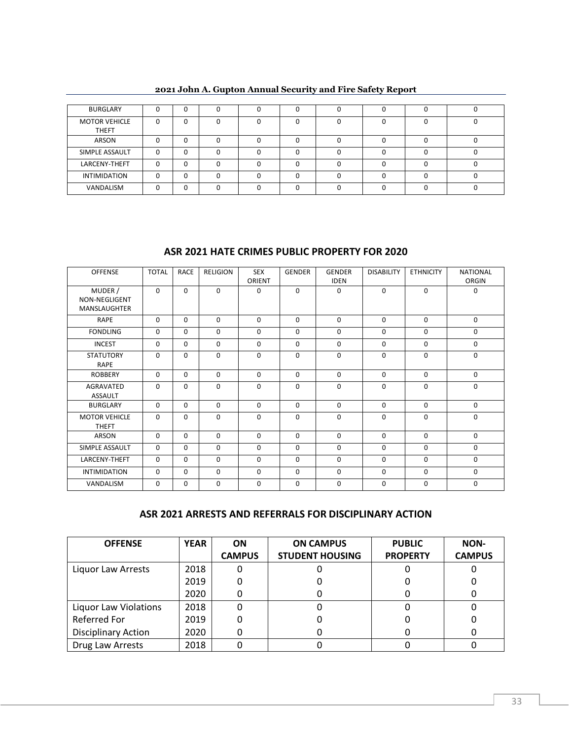| BURGLARY | 0 | 0 | 0 | 0 | 0 | 0 | 0 | 0 | 0 |
|---|---|---|---|---|---|---|---|---|---|
| MOTOR VEHICLE THEFT | 0 | 0 | 0 | 0 | 0 | 0 | 0 | 0 | 0 |
| ARSON | 0 | 0 | 0 | 0 | 0 | 0 | 0 | 0 | 0 |
| SIMPLE ASSAULT | 0 | 0 | 0 | 0 | 0 | 0 | 0 | 0 | 0 |
| LARCENY-THEFT | 0 | 0 | 0 | 0 | 0 | 0 | 0 | 0 | 0 |
| INTIMIDATION | 0 | 0 | 0 | 0 | 0 | 0 | 0 | 0 | 0 |
| VANDALISM | 0 | 0 | 0 | 0 | 0 | 0 | 0 | 0 | 0 |

## ASR 2021 HATE CRIMES PUBLIC PROPERTY FOR 2020

| OFFENSE | TOTAL | RACE | RELIGION | SEX ORIENT | GENDER | GENDER IDEN | DISABILITY | ETHNICITY | NATIONAL ORGIN |
|---|---|---|---|---|---|---|---|---|---|
| MUDER / NON-NEGLIGENT MANSLAUGHTER | 0 | 0 | 0 | 0 | 0 | 0 | 0 | 0 | 0 |
| RAPE | 0 | 0 | 0 | 0 | 0 | 0 | 0 | 0 | 0 |
| FONDLING | 0 | 0 | 0 | 0 | 0 | 0 | 0 | 0 | 0 |
| INCEST | 0 | 0 | 0 | 0 | 0 | 0 | 0 | 0 | 0 |
| STATUTORY RAPE | 0 | 0 | 0 | 0 | 0 | 0 | 0 | 0 | 0 |
| ROBBERY | 0 | 0 | 0 | 0 | 0 | 0 | 0 | 0 | 0 |
| AGRAVATED ASSAULT | 0 | 0 | 0 | 0 | 0 | 0 | 0 | 0 | 0 |
| BURGLARY | 0 | 0 | 0 | 0 | 0 | 0 | 0 | 0 | 0 |
| MOTOR VEHICLE THEFT | 0 | 0 | 0 | 0 | 0 | 0 | 0 | 0 | 0 |
| ARSON | 0 | 0 | 0 | 0 | 0 | 0 | 0 | 0 | 0 |
| SIMPLE ASSAULT | 0 | 0 | 0 | 0 | 0 | 0 | 0 | 0 | 0 |
| LARCENY-THEFT | 0 | 0 | 0 | 0 | 0 | 0 | 0 | 0 | 0 |
| INTIMIDATION | 0 | 0 | 0 | 0 | 0 | 0 | 0 | 0 | 0 |
| VANDALISM | 0 | 0 | 0 | 0 | 0 | 0 | 0 | 0 | 0 |

## ASR 2021 ARRESTS AND REFERRALS FOR DISCIPLINARY ACTION

| OFFENSE | YEAR | ON CAMPUS | ON CAMPUS STUDENT HOUSING | PUBLIC PROPERTY | NON-CAMPUS |
|---|---|---|---|---|---|
| Liquor Law Arrests | 2018 | 0 | 0 | 0 | 0 |
| | 2019 | 0 | 0 | 0 | 0 |
| | 2020 | 0 | 0 | 0 | 0 |
| Liquor Law Violations Referred For Disciplinary Action | 2018 | 0 | 0 | 0 | 0 |
| | 2019 | 0 | 0 | 0 | 0 |
| | 2020 | 0 | 0 | 0 | 0 |
| Drug Law Arrests | 2018 | 0 | 0 | 0 | 0 |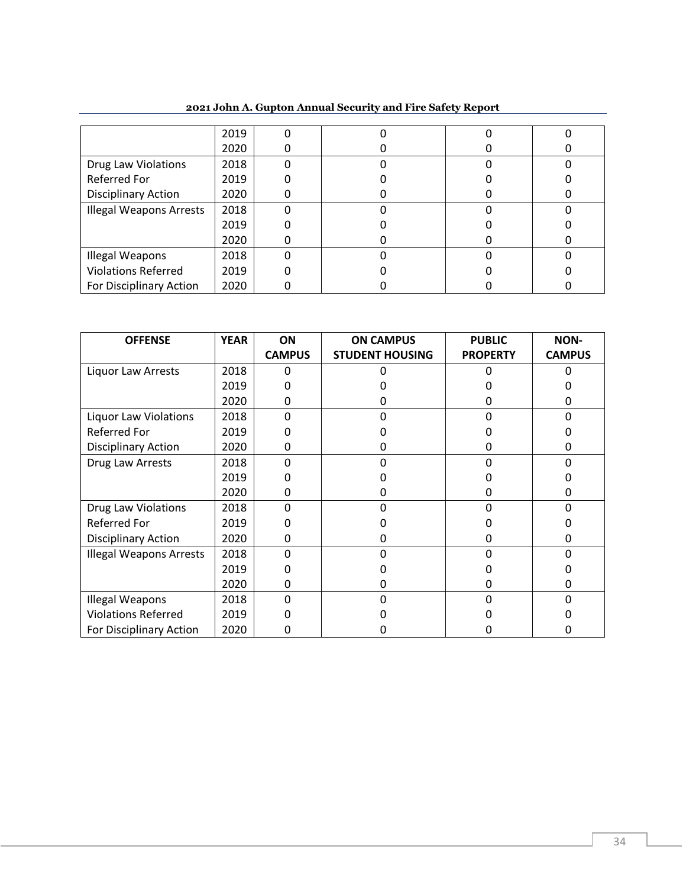| | | | | | |
|---|---|---|---|---|---|
| | 2019 | 0 | 0 | 0 | 0 |
| | 2020 | 0 | 0 | 0 | 0 |
| Drug Law Violations Referred For Disciplinary Action | 2018 | 0 | 0 | 0 | 0 |
| | 2019 | 0 | 0 | 0 | 0 |
| | 2020 | 0 | 0 | 0 | 0 |
| Illegal Weapons Arrests | 2018 | 0 | 0 | 0 | 0 |
| | 2019 | 0 | 0 | 0 | 0 |
| | 2020 | 0 | 0 | 0 | 0 |
| Illegal Weapons Violations Referred For Disciplinary Action | 2018 | 0 | 0 | 0 | 0 |
| | 2019 | 0 | 0 | 0 | 0 |
| | 2020 | 0 | 0 | 0 | 0 |

| OFFENSE | YEAR | ON CAMPUS | ON CAMPUS STUDENT HOUSING | PUBLIC PROPERTY | NON-CAMPUS |
|---|---|---|---|---|---|
| Liquor Law Arrests | 2018 | 0 | 0 | 0 | 0 |
| | 2019 | 0 | 0 | 0 | 0 |
| | 2020 | 0 | 0 | 0 | 0 |
| Liquor Law Violations Referred For Disciplinary Action | 2018 | 0 | 0 | 0 | 0 |
| | 2019 | 0 | 0 | 0 | 0 |
| | 2020 | 0 | 0 | 0 | 0 |
| Drug Law Arrests | 2018 | 0 | 0 | 0 | 0 |
| | 2019 | 0 | 0 | 0 | 0 |
| | 2020 | 0 | 0 | 0 | 0 |
| Drug Law Violations Referred For Disciplinary Action | 2018 | 0 | 0 | 0 | 0 |
| | 2019 | 0 | 0 | 0 | 0 |
| | 2020 | 0 | 0 | 0 | 0 |
| Illegal Weapons Arrests | 2018 | 0 | 0 | 0 | 0 |
| | 2019 | 0 | 0 | 0 | 0 |
| | 2020 | 0 | 0 | 0 | 0 |
| Illegal Weapons Violations Referred For Disciplinary Action | 2018 | 0 | 0 | 0 | 0 |
| | 2019 | 0 | 0 | 0 | 0 |
| | 2020 | 0 | 0 | 0 | 0 |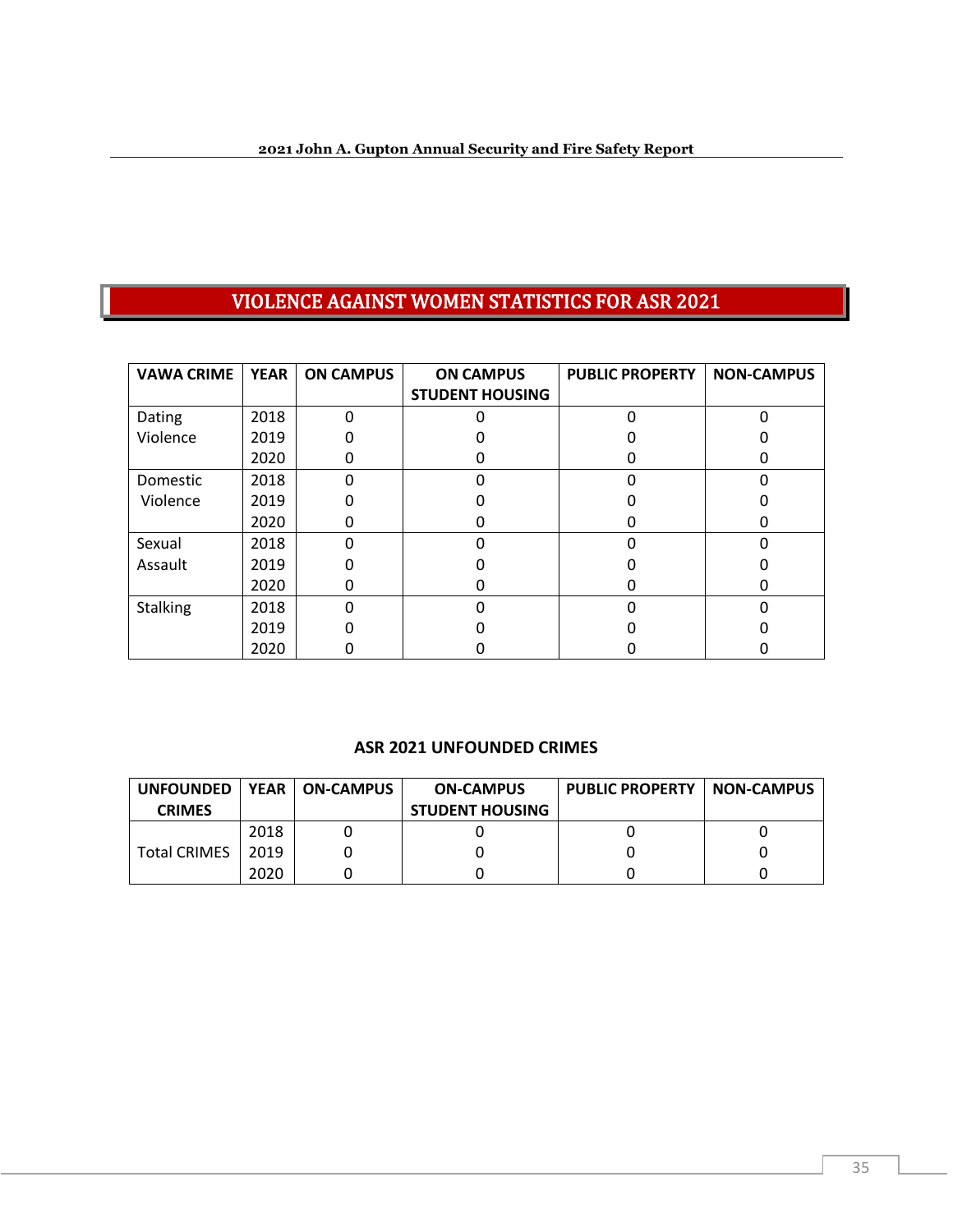## VIOLENCE AGAINST WOMEN STATISTICS FOR ASR 2021

| VAWA CRIME | YEAR | ON CAMPUS | ON CAMPUS STUDENT HOUSING | PUBLIC PROPERTY | NON-CAMPUS |
|---|---|---|---|---|---|
| Dating Violence | 2018 | 0 | 0 | 0 | 0 |
| | 2019 | 0 | 0 | 0 | 0 |
| | 2020 | 0 | 0 | 0 | 0 |
| Domestic Violence | 2018 | 0 | 0 | 0 | 0 |
| | 2019 | 0 | 0 | 0 | 0 |
| | 2020 | 0 | 0 | 0 | 0 |
| Sexual Assault | 2018 | 0 | 0 | 0 | 0 |
| | 2019 | 0 | 0 | 0 | 0 |
| | 2020 | 0 | 0 | 0 | 0 |
| Stalking | 2018 | 0 | 0 | 0 | 0 |
| | 2019 | 0 | 0 | 0 | 0 |
| | 2020 | 0 | 0 | 0 | 0 |

### ASR 2021 UNFOUNDED CRIMES

| UNFOUNDED CRIMES | YEAR | ON-CAMPUS | ON-CAMPUS STUDENT HOUSING | PUBLIC PROPERTY | NON-CAMPUS |
|---|---|---|---|---|---|
| Total CRIMES | 2018 | 0 | 0 | 0 | 0 |
| | 2019 | 0 | 0 | 0 | 0 |
| | 2020 | 0 | 0 | 0 | 0 |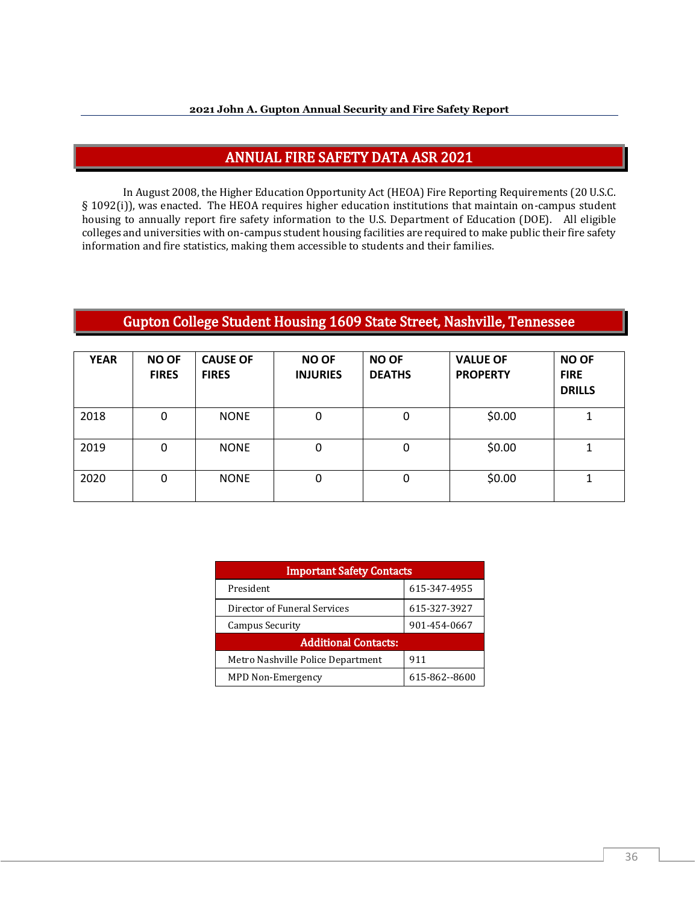## ANNUAL FIRE SAFETY DATA ASR 2021

In August 2008, the Higher Education Opportunity Act (HEOA) Fire Reporting Requirements (20 U.S.C. § 1092(i)), was enacted. The HEOA requires higher education institutions that maintain on-campus student housing to annually report fire safety information to the U.S. Department of Education (DOE). All eligible colleges and universities with on-campus student housing facilities are required to make public their fire safety information and fire statistics, making them accessible to students and their families.

## Gupton College Student Housing 1609 State Street, Nashville, Tennessee

| YEAR | NO OF FIRES | CAUSE OF FIRES | NO OF INJURIES | NO OF DEATHS | VALUE OF PROPERTY | NO OF FIRE DRILLS |
|---|---|---|---|---|---|---|
| 2018 | 0 | NONE | 0 | 0 | $0.00 | 1 |
| 2019 | 0 | NONE | 0 | 0 | $0.00 | 1 |
| 2020 | 0 | NONE | 0 | 0 | $0.00 | 1 |

| Important Safety Contacts | |
|---|---|
| President | 615-347-4955 |
| Director of Funeral Services | 615-327-3927 |
| Campus Security | 901-454-0667 |
| **Additional Contacts:** | |
| Metro Nashville Police Department | 911 |
| MPD Non-Emergency | 615-862--8600 |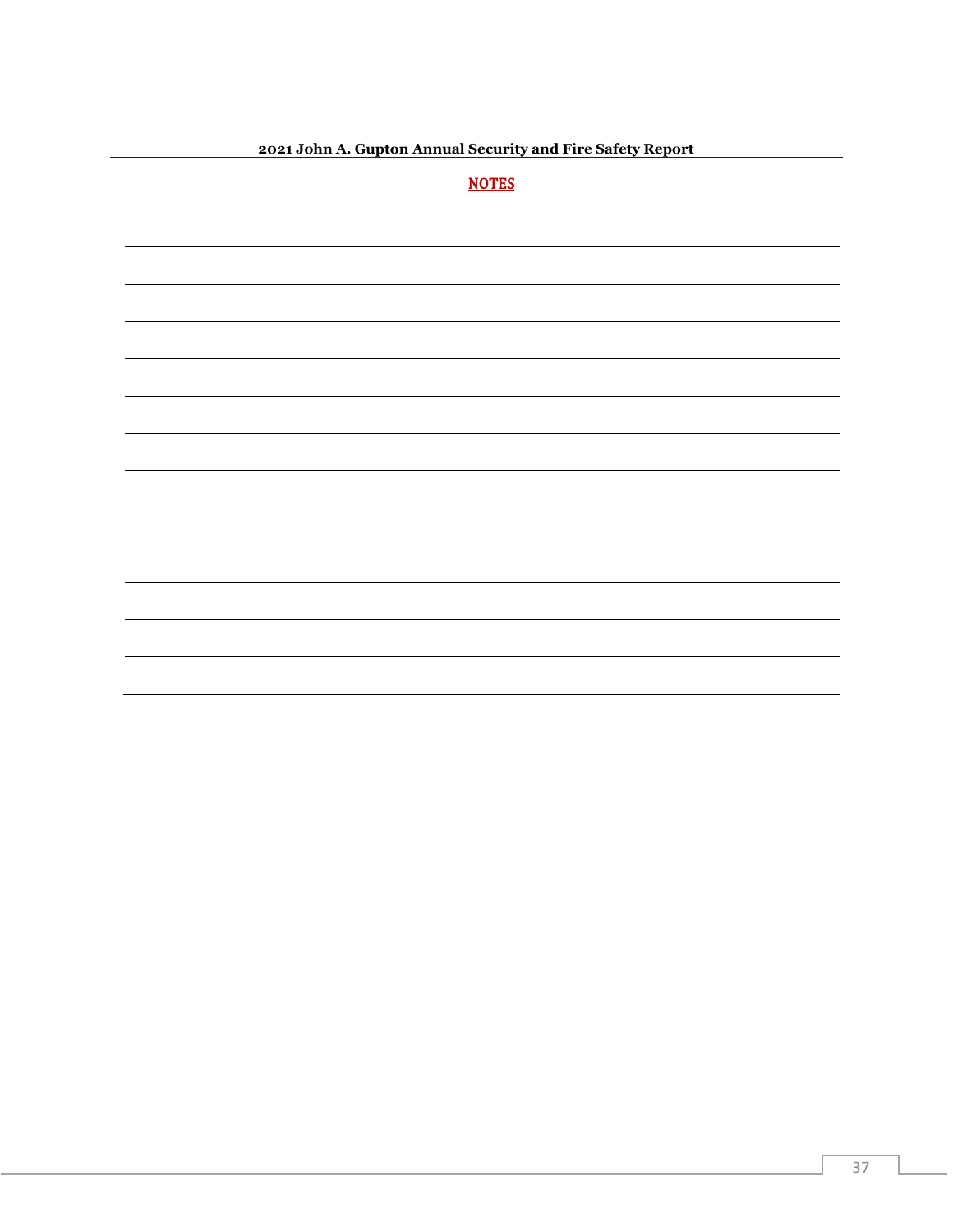## NOTES